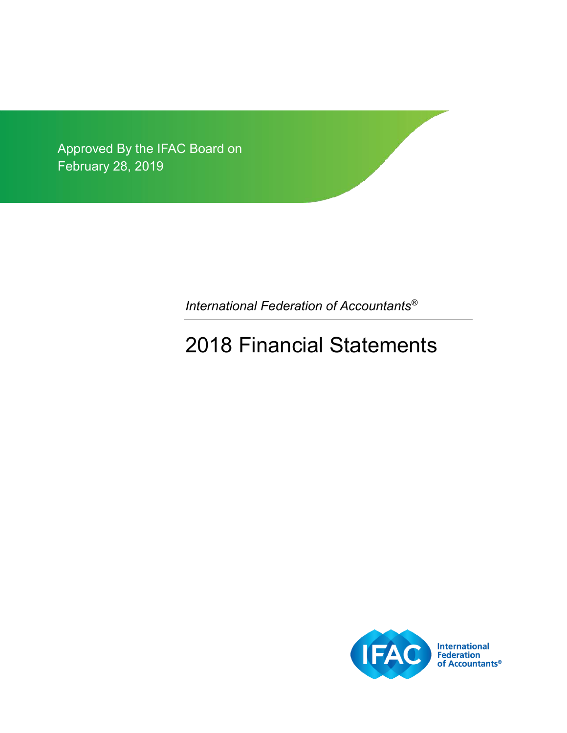Approved By the IFAC Board on
February 28, 2019

*International Federation of Accountants®*

# 2018 Financial Statements

International
Federation
of Accountants®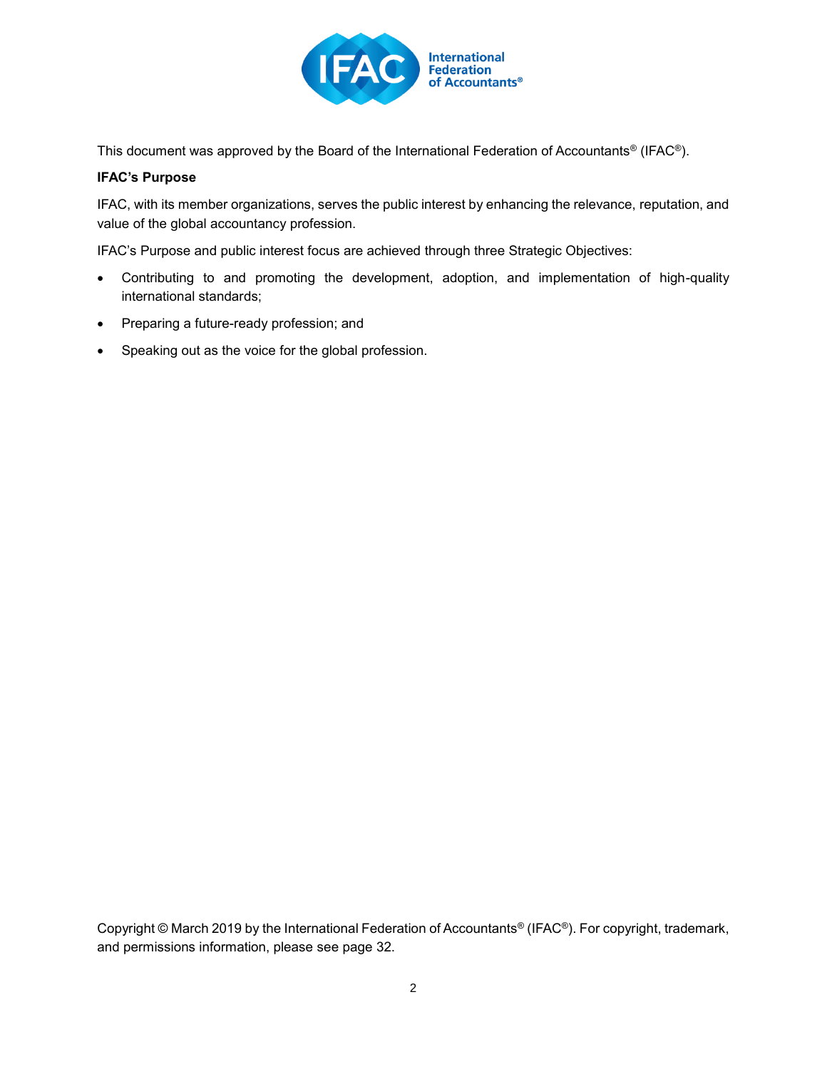This document was approved by the Board of the International Federation of Accountants® (IFAC®).

**IFAC's Purpose**

IFAC, with its member organizations, serves the public interest by enhancing the relevance, reputation, and value of the global accountancy profession.

IFAC's Purpose and public interest focus are achieved through three Strategic Objectives:

- Contributing to and promoting the development, adoption, and implementation of high-quality international standards;
- Preparing a future-ready profession; and
- Speaking out as the voice for the global profession.

Copyright © March 2019 by the International Federation of Accountants® (IFAC®). For copyright, trademark, and permissions information, please see page 32.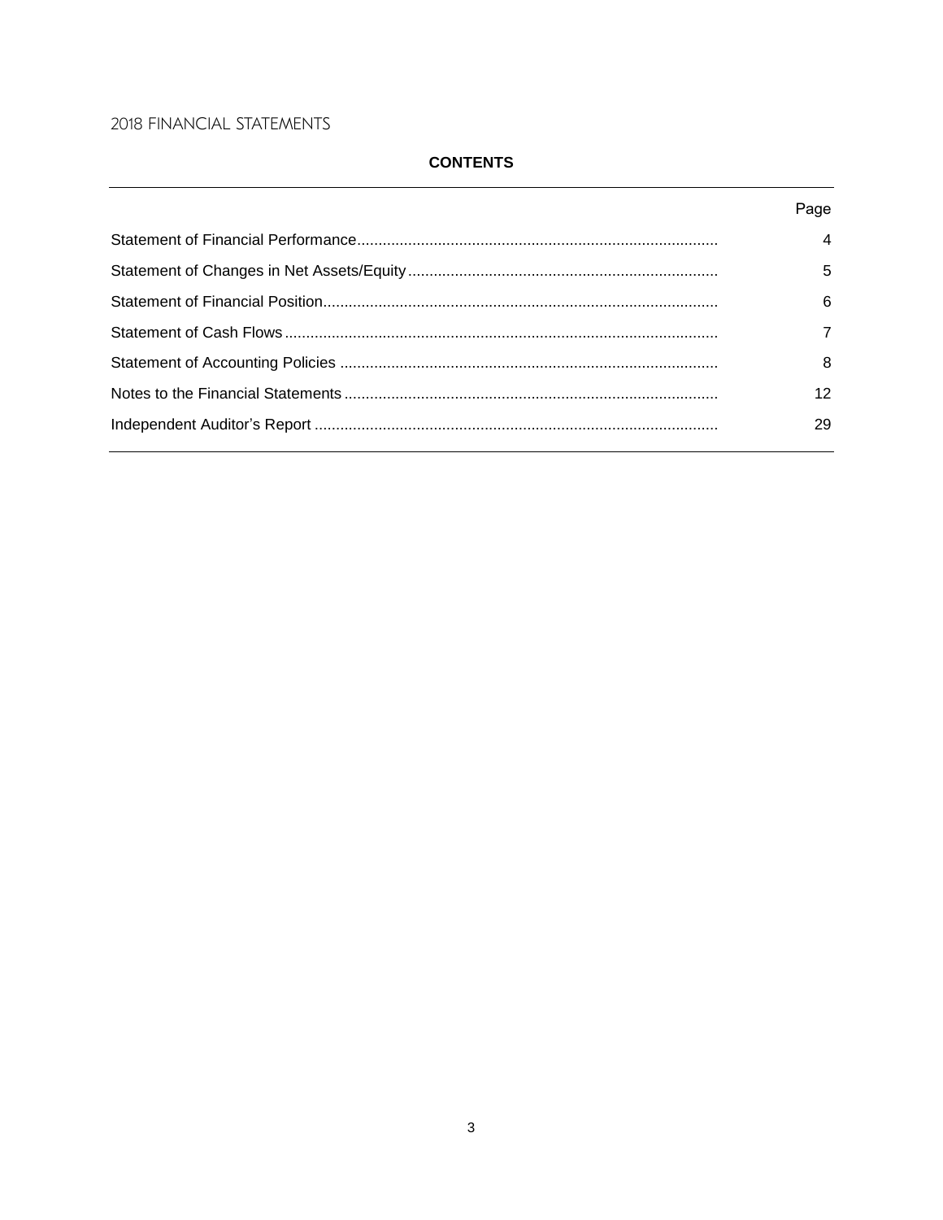2018 FINANCIAL STATEMENTS

## CONTENTS

| | Page |
|---|---|
| Statement of Financial Performance | 4 |
| Statement of Changes in Net Assets/Equity | 5 |
| Statement of Financial Position | 6 |
| Statement of Cash Flows | 7 |
| Statement of Accounting Policies | 8 |
| Notes to the Financial Statements | 12 |
| Independent Auditor's Report | 29 |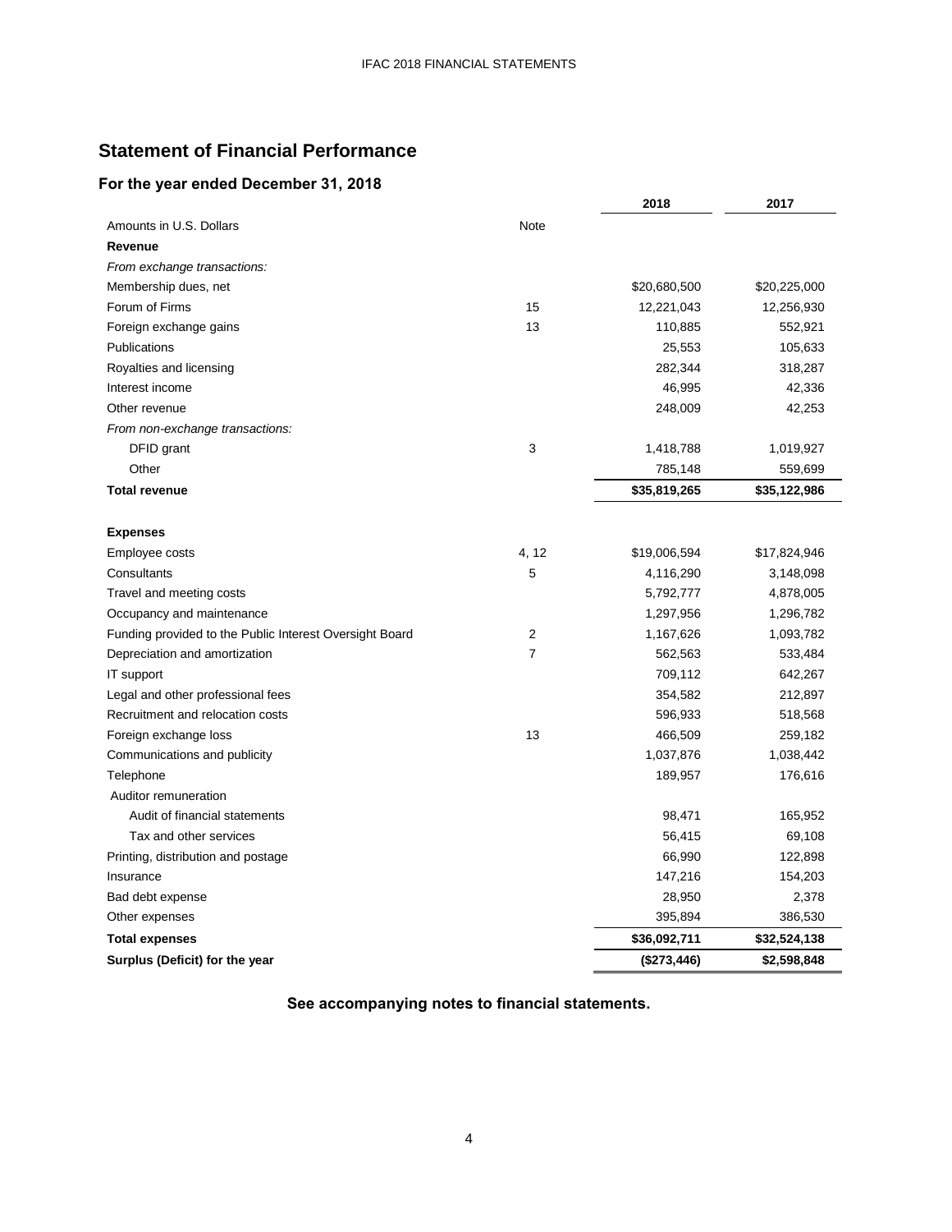## Statement of Financial Performance

### For the year ended December 31, 2018

| Amounts in U.S. Dollars | Note | 2018 | 2017 |
|---|---|---|---|
| **Revenue** | | | |
| *From exchange transactions:* | | | |
| Membership dues, net | | $20,680,500 | $20,225,000 |
| Forum of Firms | 15 | 12,221,043 | 12,256,930 |
| Foreign exchange gains | 13 | 110,885 | 552,921 |
| Publications | | 25,553 | 105,633 |
| Royalties and licensing | | 282,344 | 318,287 |
| Interest income | | 46,995 | 42,336 |
| Other revenue | | 248,009 | 42,253 |
| *From non-exchange transactions:* | | | |
| DFID grant | 3 | 1,418,788 | 1,019,927 |
| Other | | 785,148 | 559,699 |
| **Total revenue** | | **$35,819,265** | **$35,122,986** |
| | | | |
| **Expenses** | | | |
| Employee costs | 4, 12 | $19,006,594 | $17,824,946 |
| Consultants | 5 | 4,116,290 | 3,148,098 |
| Travel and meeting costs | | 5,792,777 | 4,878,005 |
| Occupancy and maintenance | | 1,297,956 | 1,296,782 |
| Funding provided to the Public Interest Oversight Board | 2 | 1,167,626 | 1,093,782 |
| Depreciation and amortization | 7 | 562,563 | 533,484 |
| IT support | | 709,112 | 642,267 |
| Legal and other professional fees | | 354,582 | 212,897 |
| Recruitment and relocation costs | | 596,933 | 518,568 |
| Foreign exchange loss | 13 | 466,509 | 259,182 |
| Communications and publicity | | 1,037,876 | 1,038,442 |
| Telephone | | 189,957 | 176,616 |
| Auditor remuneration | | | |
| Audit of financial statements | | 98,471 | 165,952 |
| Tax and other services | | 56,415 | 69,108 |
| Printing, distribution and postage | | 66,990 | 122,898 |
| Insurance | | 147,216 | 154,203 |
| Bad debt expense | | 28,950 | 2,378 |
| Other expenses | | 395,894 | 386,530 |
| **Total expenses** | | **$36,092,711** | **$32,524,138** |
| **Surplus (Deficit) for the year** | | **($273,446)** | **$2,598,848** |

**See accompanying notes to financial statements.**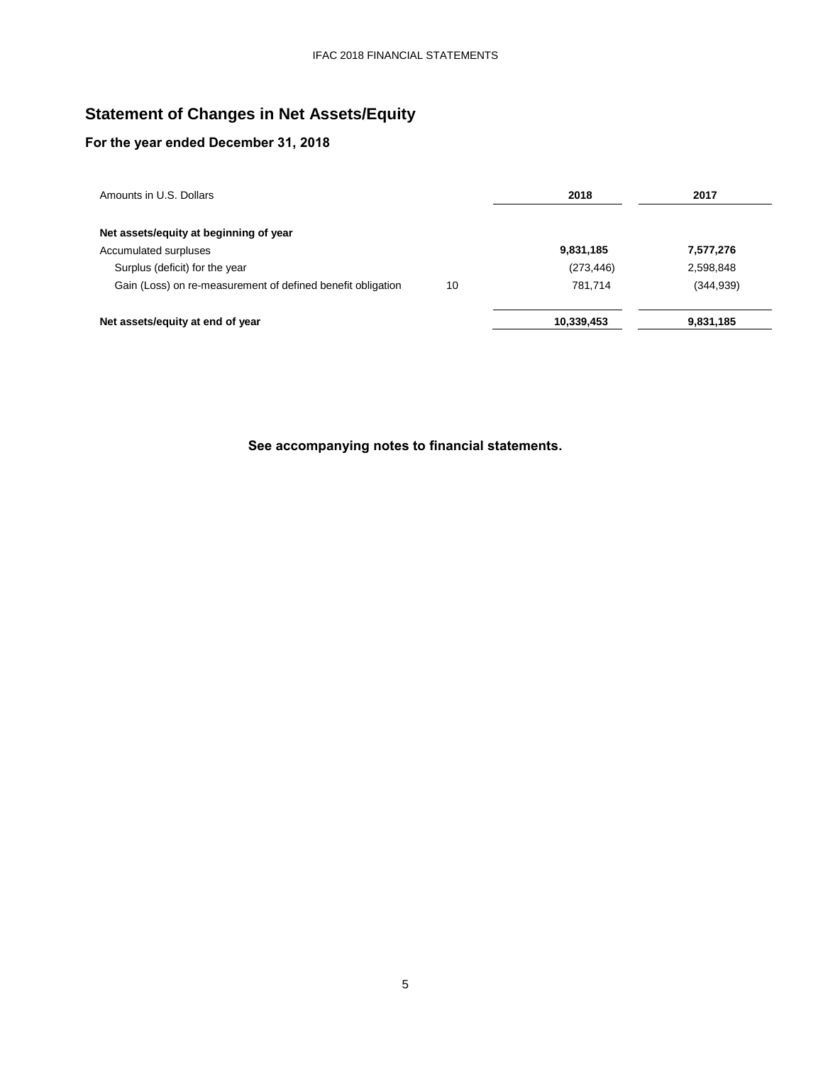## Statement of Changes in Net Assets/Equity

### For the year ended December 31, 2018

| Amounts in U.S. Dollars | | 2018 | 2017 |
|---|---|---|---|
| **Net assets/equity at beginning of year** | | | |
| Accumulated surpluses | | **9,831,185** | **7,577,276** |
| Surplus (deficit) for the year | | (273,446) | 2,598,848 |
| Gain (Loss) on re-measurement of defined benefit obligation | 10 | 781,714 | (344,939) |
| **Net assets/equity at end of year** | | **10,339,453** | **9,831,185** |

**See accompanying notes to financial statements.**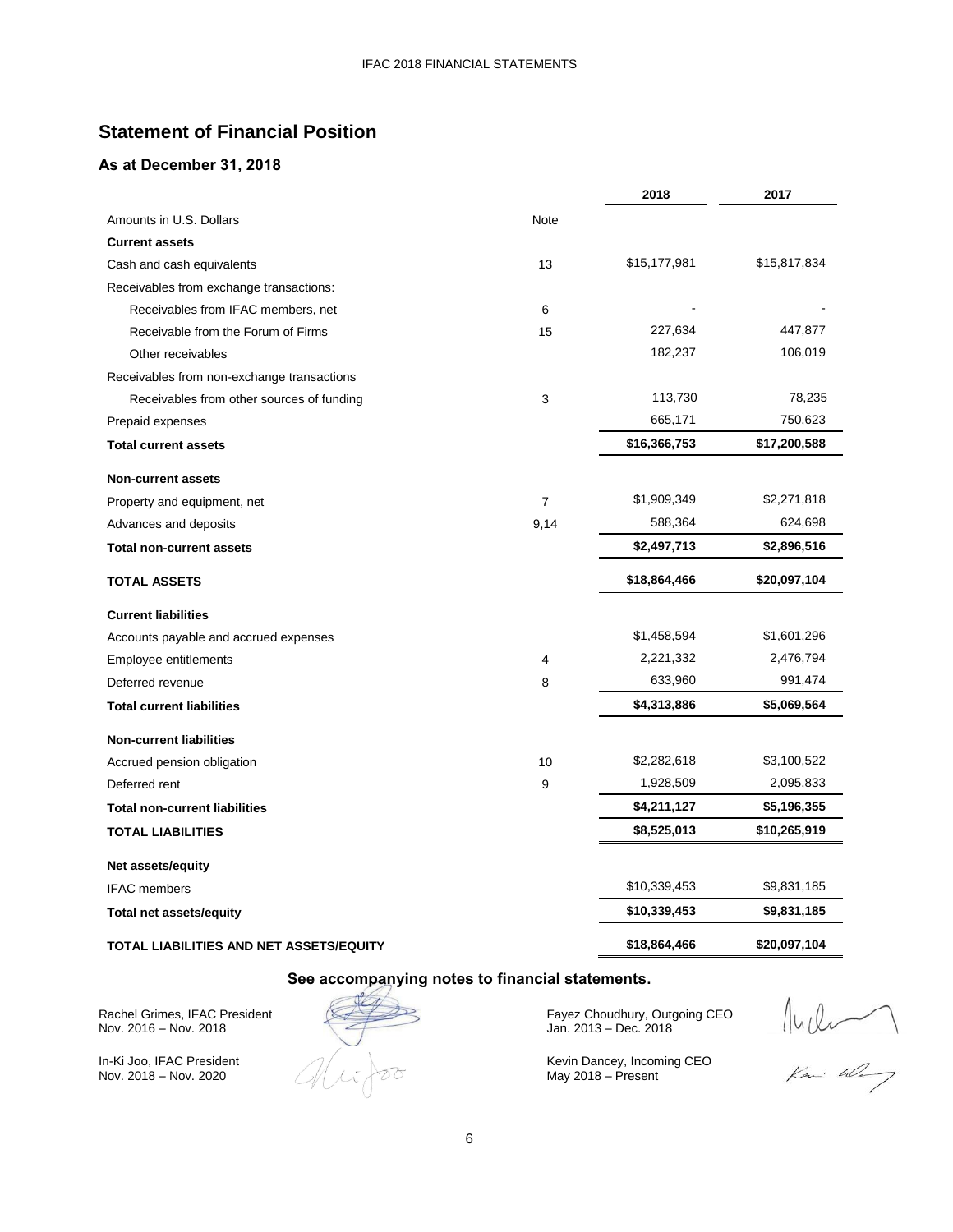## Statement of Financial Position

### As at December 31, 2018

| Amounts in U.S. Dollars | Note | 2018 | 2017 |
|---|---|---|---|
| **Current assets** | | | |
| Cash and cash equivalents | 13 | $15,177,981 | $15,817,834 |
| Receivables from exchange transactions: | | | |
| Receivables from IFAC members, net | 6 | - | - |
| Receivable from the Forum of Firms | 15 | 227,634 | 447,877 |
| Other receivables | | 182,237 | 106,019 |
| Receivables from non-exchange transactions | | | |
| Receivables from other sources of funding | 3 | 113,730 | 78,235 |
| Prepaid expenses | | 665,171 | 750,623 |
| **Total current assets** | | **$16,366,753** | **$17,200,588** |
| **Non-current assets** | | | |
| Property and equipment, net | 7 | $1,909,349 | $2,271,818 |
| Advances and deposits | 9,14 | 588,364 | 624,698 |
| **Total non-current assets** | | **$2,497,713** | **$2,896,516** |
| **TOTAL ASSETS** | | **$18,864,466** | **$20,097,104** |
| **Current liabilities** | | | |
| Accounts payable and accrued expenses | | $1,458,594 | $1,601,296 |
| Employee entitlements | 4 | 2,221,332 | 2,476,794 |
| Deferred revenue | 8 | 633,960 | 991,474 |
| **Total current liabilities** | | **$4,313,886** | **$5,069,564** |
| **Non-current liabilities** | | | |
| Accrued pension obligation | 10 | $2,282,618 | $3,100,522 |
| Deferred rent | 9 | 1,928,509 | 2,095,833 |
| **Total non-current liabilities** | | **$4,211,127** | **$5,196,355** |
| **TOTAL LIABILITIES** | | **$8,525,013** | **$10,265,919** |
| **Net assets/equity** | | | |
| IFAC members | | $10,339,453 | $9,831,185 |
| **Total net assets/equity** | | **$10,339,453** | **$9,831,185** |
| **TOTAL LIABILITIES AND NET ASSETS/EQUITY** | | **$18,864,466** | **$20,097,104** |

**See accompanying notes to financial statements.**

Rachel Grimes, IFAC President
Nov. 2016 – Nov. 2018

In-Ki Joo, IFAC President
Nov. 2018 – Nov. 2020

Fayez Choudhury, Outgoing CEO
Jan. 2013 – Dec. 2018

Kevin Dancey, Incoming CEO
May 2018 – Present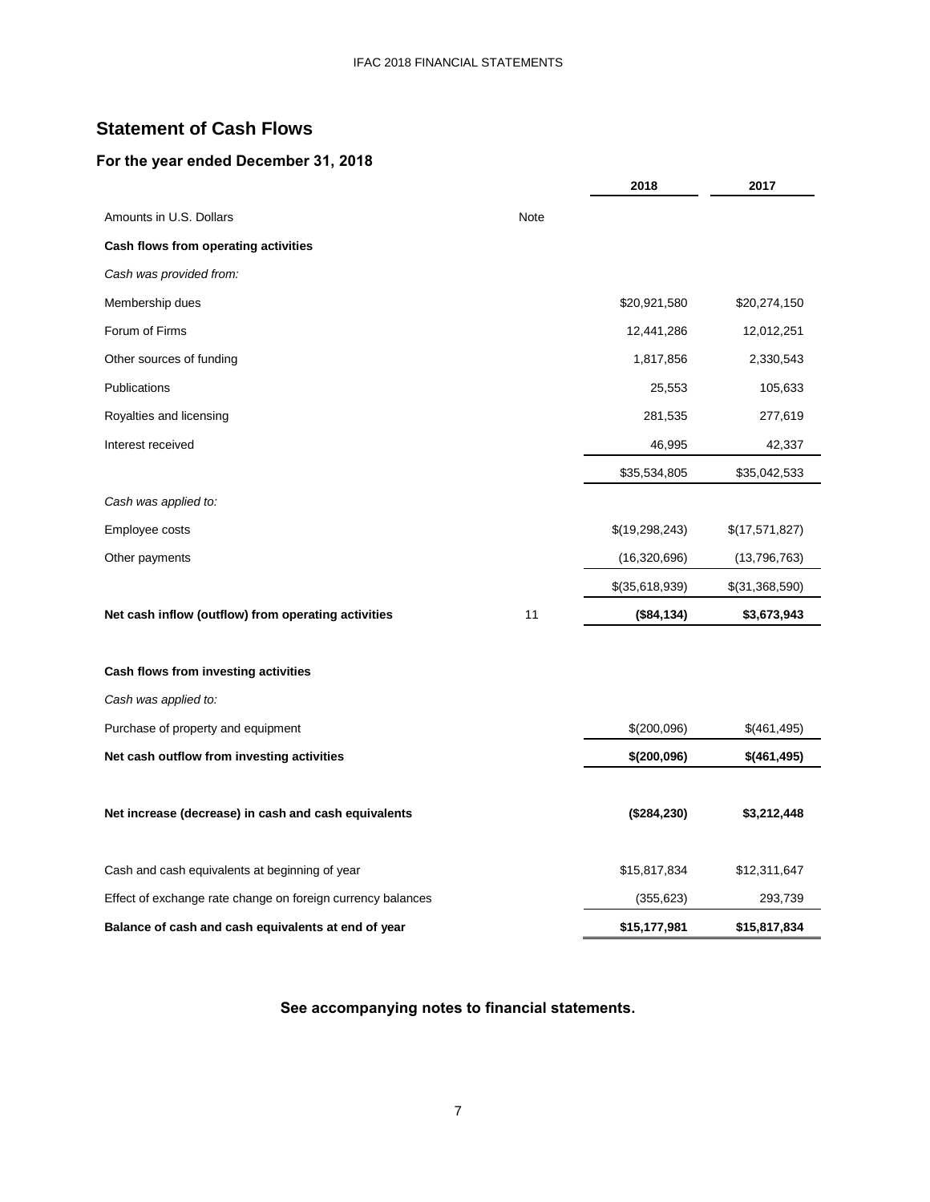## Statement of Cash Flows

### For the year ended December 31, 2018

| Amounts in U.S. Dollars | Note | 2018 | 2017 |
|---|---|---|---|
| **Cash flows from operating activities** | | | |
| *Cash was provided from:* | | | |
| Membership dues | | $20,921,580 | $20,274,150 |
| Forum of Firms | | 12,441,286 | 12,012,251 |
| Other sources of funding | | 1,817,856 | 2,330,543 |
| Publications | | 25,553 | 105,633 |
| Royalties and licensing | | 281,535 | 277,619 |
| Interest received | | 46,995 | 42,337 |
| | | $35,534,805 | $35,042,533 |
| *Cash was applied to:* | | | |
| Employee costs | | $(19,298,243) | $(17,571,827) |
| Other payments | | (16,320,696) | (13,796,763) |
| | | $(35,618,939) | $(31,368,590) |
| **Net cash inflow (outflow) from operating activities** | 11 | **($84,134)** | **$3,673,943** |
| **Cash flows from investing activities** | | | |
| *Cash was applied to:* | | | |
| Purchase of property and equipment | | $(200,096) | $(461,495) |
| **Net cash outflow from investing activities** | | **$(200,096)** | **$(461,495)** |
| **Net increase (decrease) in cash and cash equivalents** | | **($284,230)** | **$3,212,448** |
| Cash and cash equivalents at beginning of year | | $15,817,834 | $12,311,647 |
| Effect of exchange rate change on foreign currency balances | | (355,623) | 293,739 |
| **Balance of cash and cash equivalents at end of year** | | **$15,177,981** | **$15,817,834** |

**See accompanying notes to financial statements.**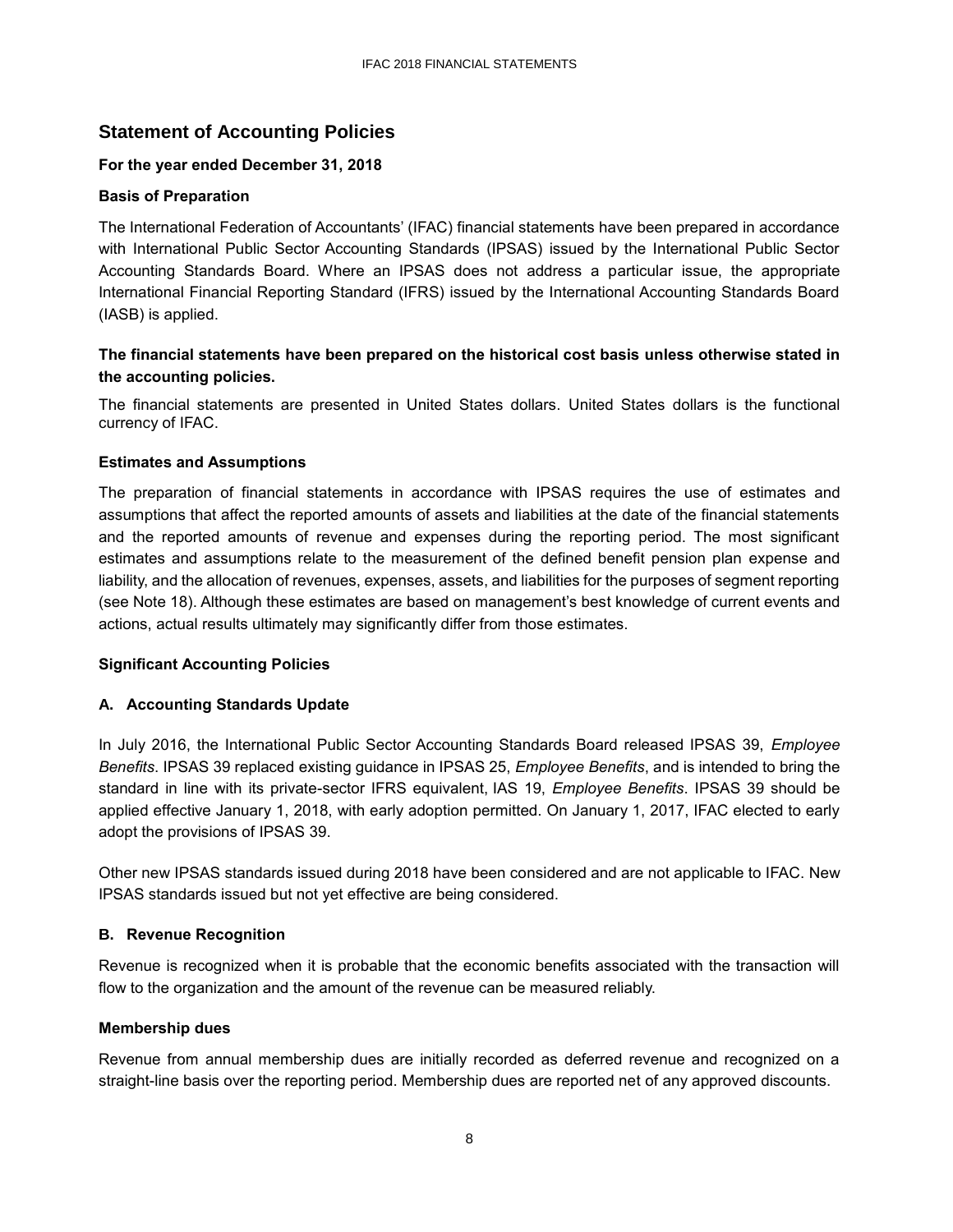## Statement of Accounting Policies

**For the year ended December 31, 2018**

**Basis of Preparation**

The International Federation of Accountants' (IFAC) financial statements have been prepared in accordance with International Public Sector Accounting Standards (IPSAS) issued by the International Public Sector Accounting Standards Board. Where an IPSAS does not address a particular issue, the appropriate International Financial Reporting Standard (IFRS) issued by the International Accounting Standards Board (IASB) is applied.

**The financial statements have been prepared on the historical cost basis unless otherwise stated in the accounting policies.**

The financial statements are presented in United States dollars. United States dollars is the functional currency of IFAC.

**Estimates and Assumptions**

The preparation of financial statements in accordance with IPSAS requires the use of estimates and assumptions that affect the reported amounts of assets and liabilities at the date of the financial statements and the reported amounts of revenue and expenses during the reporting period. The most significant estimates and assumptions relate to the measurement of the defined benefit pension plan expense and liability, and the allocation of revenues, expenses, assets, and liabilities for the purposes of segment reporting (see Note 18). Although these estimates are based on management's best knowledge of current events and actions, actual results ultimately may significantly differ from those estimates.

**Significant Accounting Policies**

**A. Accounting Standards Update**

In July 2016, the International Public Sector Accounting Standards Board released IPSAS 39, *Employee Benefits*. IPSAS 39 replaced existing guidance in IPSAS 25, *Employee Benefits*, and is intended to bring the standard in line with its private-sector IFRS equivalent, IAS 19, *Employee Benefits*. IPSAS 39 should be applied effective January 1, 2018, with early adoption permitted. On January 1, 2017, IFAC elected to early adopt the provisions of IPSAS 39.

Other new IPSAS standards issued during 2018 have been considered and are not applicable to IFAC. New IPSAS standards issued but not yet effective are being considered.

**B. Revenue Recognition**

Revenue is recognized when it is probable that the economic benefits associated with the transaction will flow to the organization and the amount of the revenue can be measured reliably.

**Membership dues**

Revenue from annual membership dues are initially recorded as deferred revenue and recognized on a straight-line basis over the reporting period. Membership dues are reported net of any approved discounts.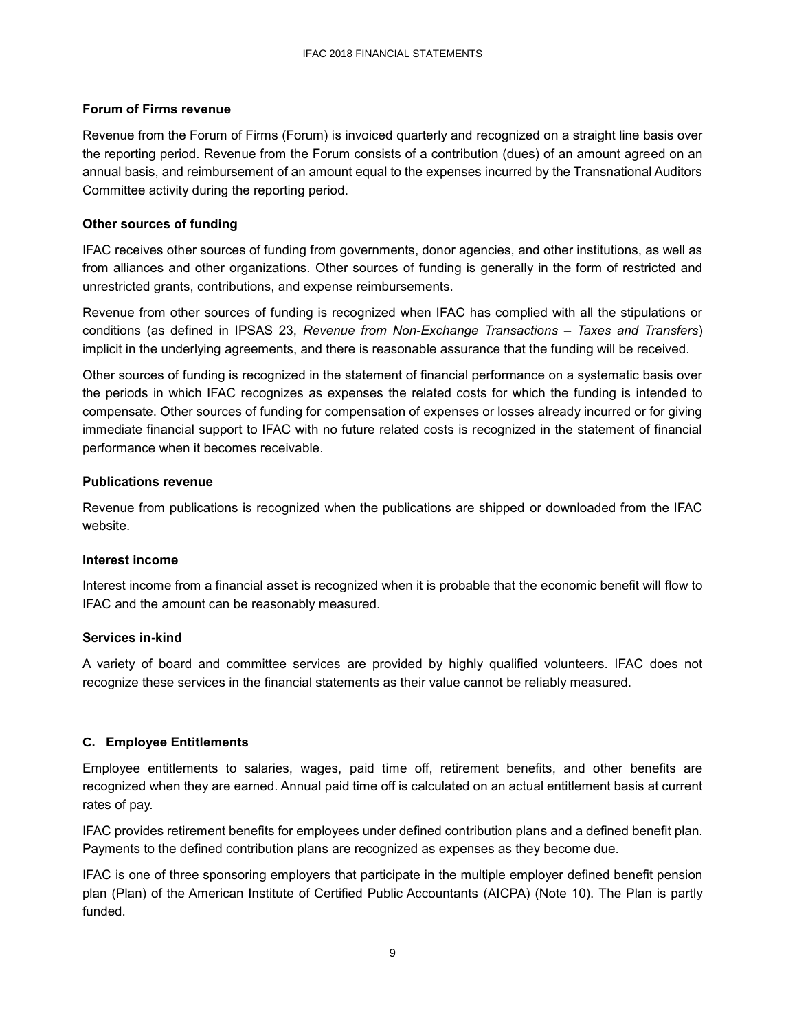#### Forum of Firms revenue

Revenue from the Forum of Firms (Forum) is invoiced quarterly and recognized on a straight line basis over the reporting period. Revenue from the Forum consists of a contribution (dues) of an amount agreed on an annual basis, and reimbursement of an amount equal to the expenses incurred by the Transnational Auditors Committee activity during the reporting period.

#### Other sources of funding

IFAC receives other sources of funding from governments, donor agencies, and other institutions, as well as from alliances and other organizations. Other sources of funding is generally in the form of restricted and unrestricted grants, contributions, and expense reimbursements.

Revenue from other sources of funding is recognized when IFAC has complied with all the stipulations or conditions (as defined in IPSAS 23, *Revenue from Non-Exchange Transactions – Taxes and Transfers*) implicit in the underlying agreements, and there is reasonable assurance that the funding will be received.

Other sources of funding is recognized in the statement of financial performance on a systematic basis over the periods in which IFAC recognizes as expenses the related costs for which the funding is intended to compensate. Other sources of funding for compensation of expenses or losses already incurred or for giving immediate financial support to IFAC with no future related costs is recognized in the statement of financial performance when it becomes receivable.

#### Publications revenue

Revenue from publications is recognized when the publications are shipped or downloaded from the IFAC website.

#### Interest income

Interest income from a financial asset is recognized when it is probable that the economic benefit will flow to IFAC and the amount can be reasonably measured.

#### Services in-kind

A variety of board and committee services are provided by highly qualified volunteers. IFAC does not recognize these services in the financial statements as their value cannot be reliably measured.

### C. Employee Entitlements

Employee entitlements to salaries, wages, paid time off, retirement benefits, and other benefits are recognized when they are earned. Annual paid time off is calculated on an actual entitlement basis at current rates of pay.

IFAC provides retirement benefits for employees under defined contribution plans and a defined benefit plan. Payments to the defined contribution plans are recognized as expenses as they become due.

IFAC is one of three sponsoring employers that participate in the multiple employer defined benefit pension plan (Plan) of the American Institute of Certified Public Accountants (AICPA) (Note 10). The Plan is partly funded.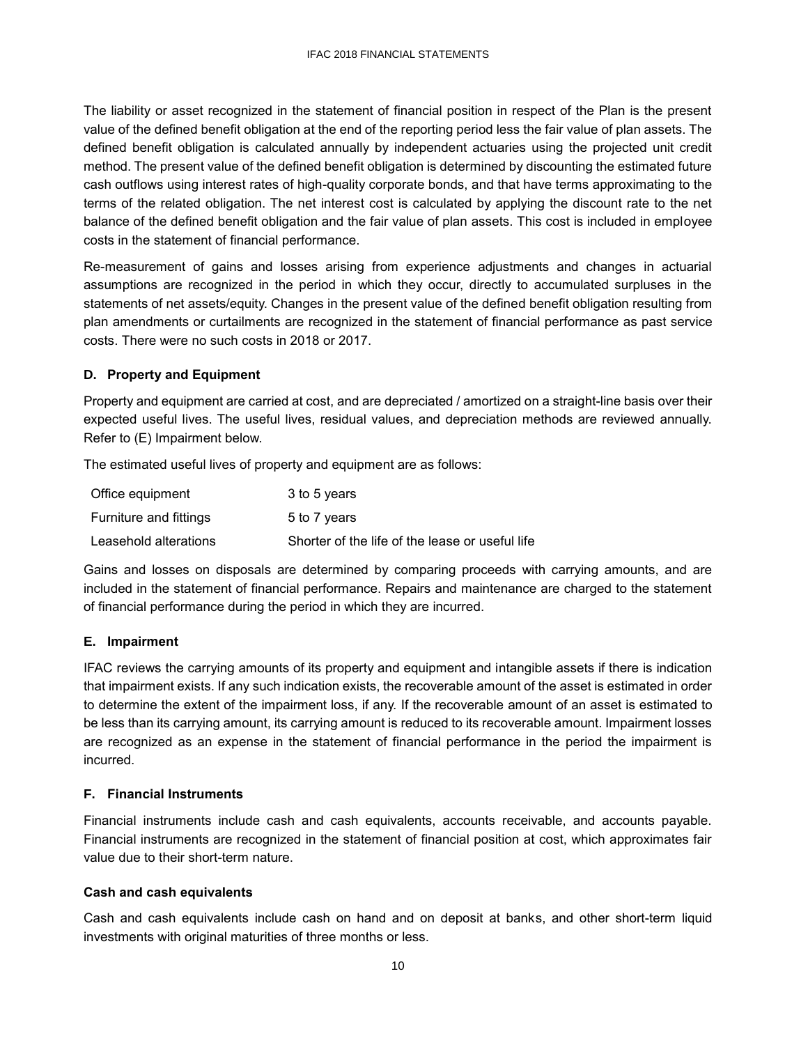The liability or asset recognized in the statement of financial position in respect of the Plan is the present value of the defined benefit obligation at the end of the reporting period less the fair value of plan assets. The defined benefit obligation is calculated annually by independent actuaries using the projected unit credit method. The present value of the defined benefit obligation is determined by discounting the estimated future cash outflows using interest rates of high-quality corporate bonds, and that have terms approximating to the terms of the related obligation. The net interest cost is calculated by applying the discount rate to the net balance of the defined benefit obligation and the fair value of plan assets. This cost is included in employee costs in the statement of financial performance.

Re-measurement of gains and losses arising from experience adjustments and changes in actuarial assumptions are recognized in the period in which they occur, directly to accumulated surpluses in the statements of net assets/equity. Changes in the present value of the defined benefit obligation resulting from plan amendments or curtailments are recognized in the statement of financial performance as past service costs. There were no such costs in 2018 or 2017.

### D. Property and Equipment

Property and equipment are carried at cost, and are depreciated / amortized on a straight-line basis over their expected useful lives. The useful lives, residual values, and depreciation methods are reviewed annually. Refer to (E) Impairment below.

The estimated useful lives of property and equipment are as follows:

| | |
|---|---|
| Office equipment | 3 to 5 years |
| Furniture and fittings | 5 to 7 years |
| Leasehold alterations | Shorter of the life of the lease or useful life |

Gains and losses on disposals are determined by comparing proceeds with carrying amounts, and are included in the statement of financial performance. Repairs and maintenance are charged to the statement of financial performance during the period in which they are incurred.

### E. Impairment

IFAC reviews the carrying amounts of its property and equipment and intangible assets if there is indication that impairment exists. If any such indication exists, the recoverable amount of the asset is estimated in order to determine the extent of the impairment loss, if any. If the recoverable amount of an asset is estimated to be less than its carrying amount, its carrying amount is reduced to its recoverable amount. Impairment losses are recognized as an expense in the statement of financial performance in the period the impairment is incurred.

### F. Financial Instruments

Financial instruments include cash and cash equivalents, accounts receivable, and accounts payable. Financial instruments are recognized in the statement of financial position at cost, which approximates fair value due to their short-term nature.

#### Cash and cash equivalents

Cash and cash equivalents include cash on hand and on deposit at banks, and other short-term liquid investments with original maturities of three months or less.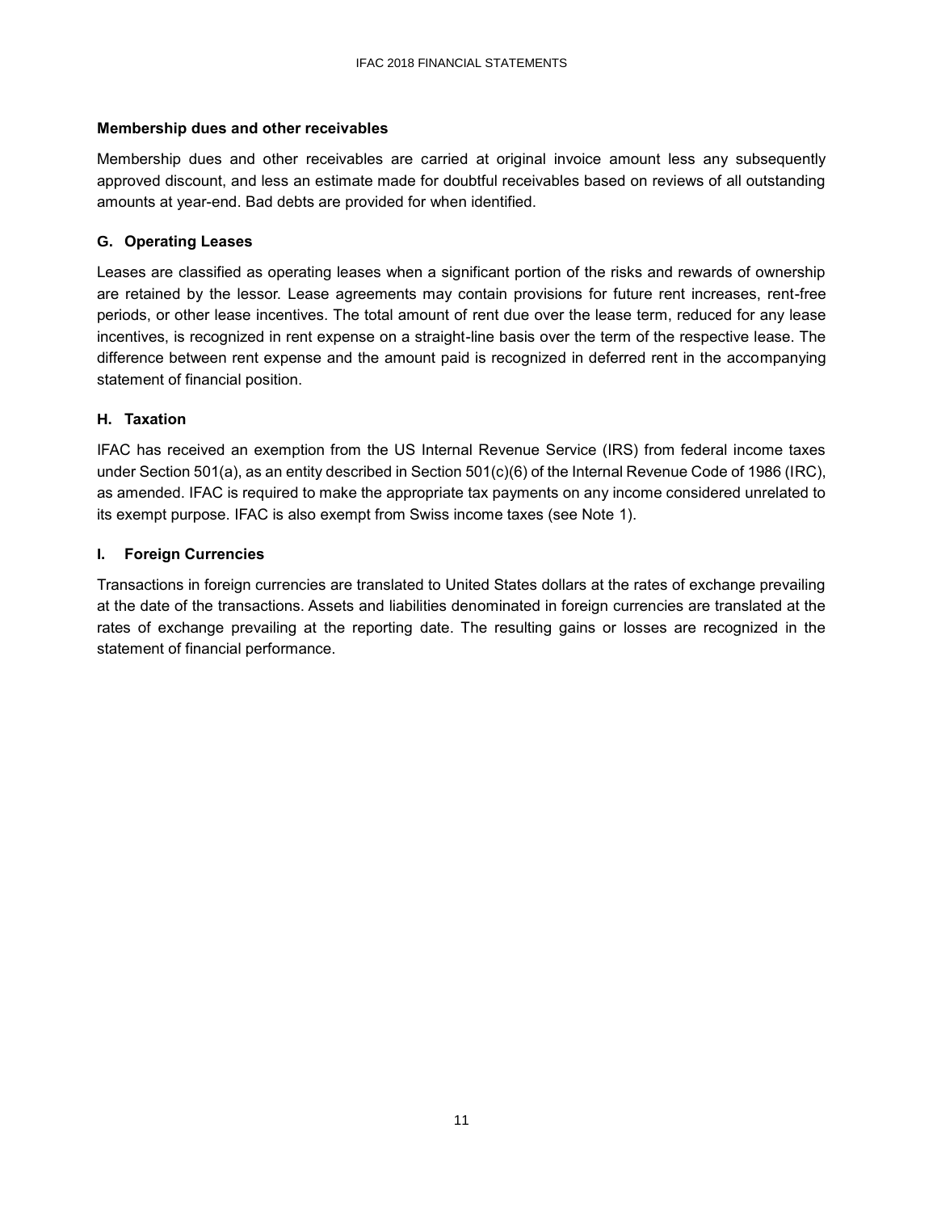**Membership dues and other receivables**

Membership dues and other receivables are carried at original invoice amount less any subsequently approved discount, and less an estimate made for doubtful receivables based on reviews of all outstanding amounts at year-end. Bad debts are provided for when identified.

### G. Operating Leases

Leases are classified as operating leases when a significant portion of the risks and rewards of ownership are retained by the lessor. Lease agreements may contain provisions for future rent increases, rent-free periods, or other lease incentives. The total amount of rent due over the lease term, reduced for any lease incentives, is recognized in rent expense on a straight-line basis over the term of the respective lease. The difference between rent expense and the amount paid is recognized in deferred rent in the accompanying statement of financial position.

### H. Taxation

IFAC has received an exemption from the US Internal Revenue Service (IRS) from federal income taxes under Section 501(a), as an entity described in Section 501(c)(6) of the Internal Revenue Code of 1986 (IRC), as amended. IFAC is required to make the appropriate tax payments on any income considered unrelated to its exempt purpose. IFAC is also exempt from Swiss income taxes (see Note 1).

### I. Foreign Currencies

Transactions in foreign currencies are translated to United States dollars at the rates of exchange prevailing at the date of the transactions. Assets and liabilities denominated in foreign currencies are translated at the rates of exchange prevailing at the reporting date. The resulting gains or losses are recognized in the statement of financial performance.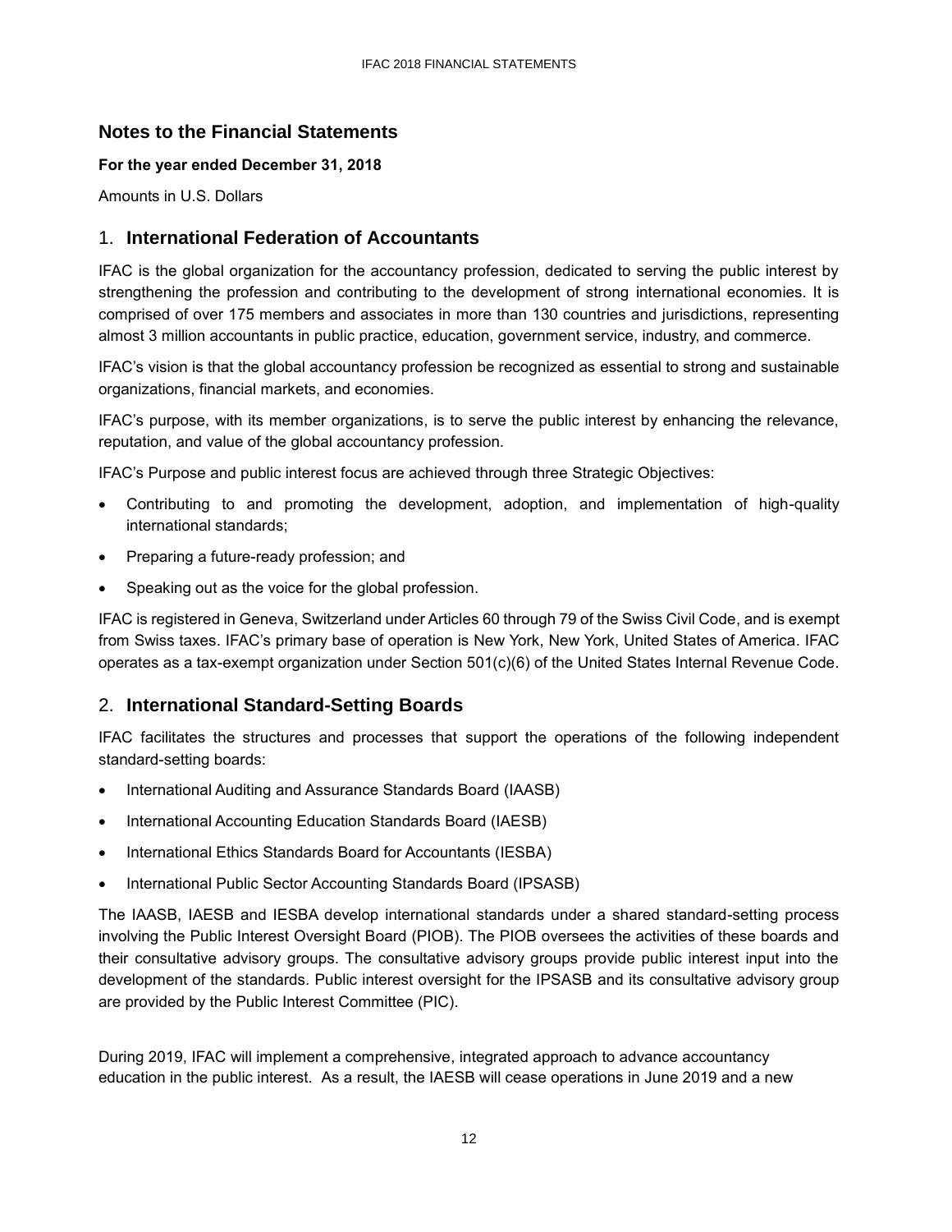## Notes to the Financial Statements

**For the year ended December 31, 2018**

Amounts in U.S. Dollars

## 1. International Federation of Accountants

IFAC is the global organization for the accountancy profession, dedicated to serving the public interest by strengthening the profession and contributing to the development of strong international economies. It is comprised of over 175 members and associates in more than 130 countries and jurisdictions, representing almost 3 million accountants in public practice, education, government service, industry, and commerce.

IFAC's vision is that the global accountancy profession be recognized as essential to strong and sustainable organizations, financial markets, and economies.

IFAC's purpose, with its member organizations, is to serve the public interest by enhancing the relevance, reputation, and value of the global accountancy profession.

IFAC's Purpose and public interest focus are achieved through three Strategic Objectives:

- Contributing to and promoting the development, adoption, and implementation of high-quality international standards;
- Preparing a future-ready profession; and
- Speaking out as the voice for the global profession.

IFAC is registered in Geneva, Switzerland under Articles 60 through 79 of the Swiss Civil Code, and is exempt from Swiss taxes. IFAC's primary base of operation is New York, New York, United States of America. IFAC operates as a tax-exempt organization under Section 501(c)(6) of the United States Internal Revenue Code.

## 2. International Standard-Setting Boards

IFAC facilitates the structures and processes that support the operations of the following independent standard-setting boards:

- International Auditing and Assurance Standards Board (IAASB)
- International Accounting Education Standards Board (IAESB)
- International Ethics Standards Board for Accountants (IESBA)
- International Public Sector Accounting Standards Board (IPSASB)

The IAASB, IAESB and IESBA develop international standards under a shared standard-setting process involving the Public Interest Oversight Board (PIOB). The PIOB oversees the activities of these boards and their consultative advisory groups. The consultative advisory groups provide public interest input into the development of the standards. Public interest oversight for the IPSASB and its consultative advisory group are provided by the Public Interest Committee (PIC).

During 2019, IFAC will implement a comprehensive, integrated approach to advance accountancy education in the public interest. As a result, the IAESB will cease operations in June 2019 and a new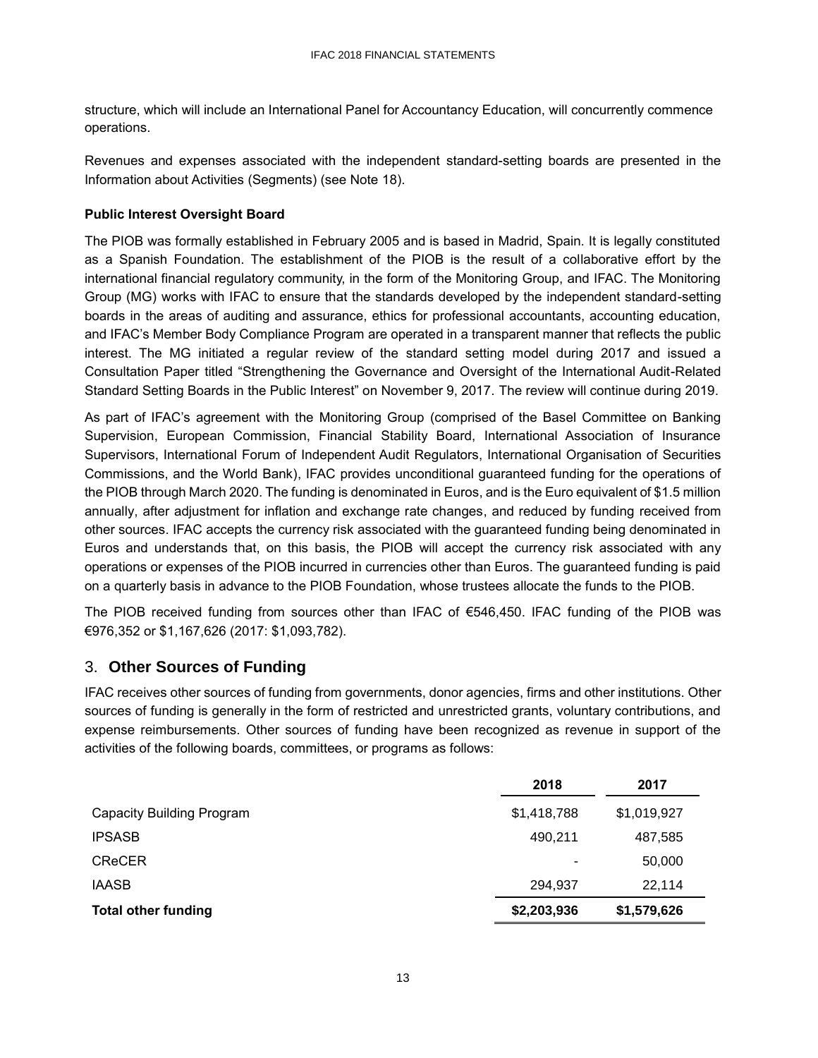structure, which will include an International Panel for Accountancy Education, will concurrently commence operations.

Revenues and expenses associated with the independent standard-setting boards are presented in the Information about Activities (Segments) (see Note 18).

**Public Interest Oversight Board**

The PIOB was formally established in February 2005 and is based in Madrid, Spain. It is legally constituted as a Spanish Foundation. The establishment of the PIOB is the result of a collaborative effort by the international financial regulatory community, in the form of the Monitoring Group, and IFAC. The Monitoring Group (MG) works with IFAC to ensure that the standards developed by the independent standard-setting boards in the areas of auditing and assurance, ethics for professional accountants, accounting education, and IFAC's Member Body Compliance Program are operated in a transparent manner that reflects the public interest. The MG initiated a regular review of the standard setting model during 2017 and issued a Consultation Paper titled "Strengthening the Governance and Oversight of the International Audit-Related Standard Setting Boards in the Public Interest" on November 9, 2017. The review will continue during 2019.

As part of IFAC's agreement with the Monitoring Group (comprised of the Basel Committee on Banking Supervision, European Commission, Financial Stability Board, International Association of Insurance Supervisors, International Forum of Independent Audit Regulators, International Organisation of Securities Commissions, and the World Bank), IFAC provides unconditional guaranteed funding for the operations of the PIOB through March 2020. The funding is denominated in Euros, and is the Euro equivalent of $1.5 million annually, after adjustment for inflation and exchange rate changes, and reduced by funding received from other sources. IFAC accepts the currency risk associated with the guaranteed funding being denominated in Euros and understands that, on this basis, the PIOB will accept the currency risk associated with any operations or expenses of the PIOB incurred in currencies other than Euros. The guaranteed funding is paid on a quarterly basis in advance to the PIOB Foundation, whose trustees allocate the funds to the PIOB.

The PIOB received funding from sources other than IFAC of €546,450. IFAC funding of the PIOB was €976,352 or $1,167,626 (2017: $1,093,782).

## 3. Other Sources of Funding

IFAC receives other sources of funding from governments, donor agencies, firms and other institutions. Other sources of funding is generally in the form of restricted and unrestricted grants, voluntary contributions, and expense reimbursements. Other sources of funding have been recognized as revenue in support of the activities of the following boards, committees, or programs as follows:

| | 2018 | 2017 |
|---|---|---|
| Capacity Building Program | $1,418,788 | $1,019,927 |
| IPSASB | 490,211 | 487,585 |
| CReCER | - | 50,000 |
| IAASB | 294,937 | 22,114 |
| **Total other funding** | **$2,203,936** | **$1,579,626** |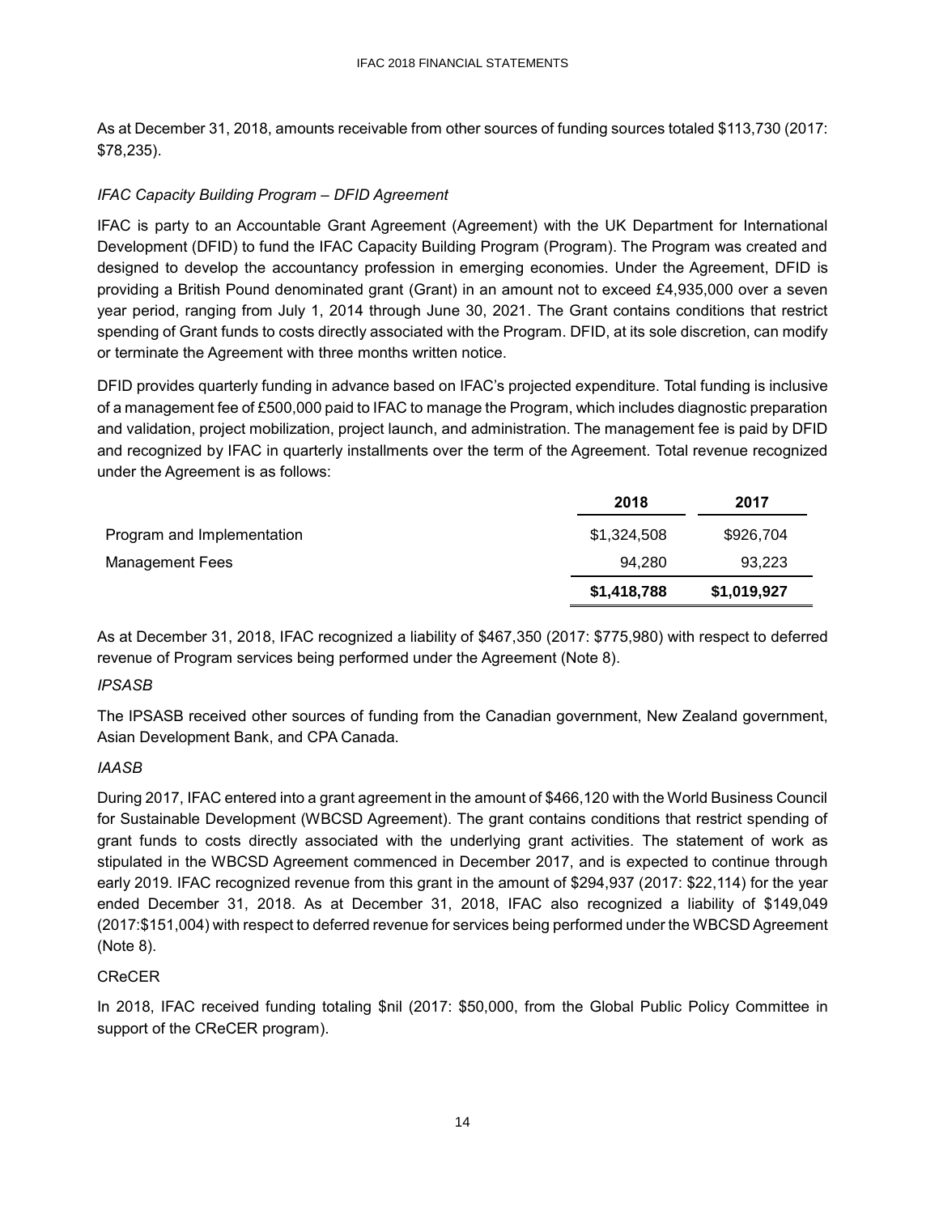As at December 31, 2018, amounts receivable from other sources of funding sources totaled $113,730 (2017: $78,235).

*IFAC Capacity Building Program – DFID Agreement*

IFAC is party to an Accountable Grant Agreement (Agreement) with the UK Department for International Development (DFID) to fund the IFAC Capacity Building Program (Program). The Program was created and designed to develop the accountancy profession in emerging economies. Under the Agreement, DFID is providing a British Pound denominated grant (Grant) in an amount not to exceed £4,935,000 over a seven year period, ranging from July 1, 2014 through June 30, 2021. The Grant contains conditions that restrict spending of Grant funds to costs directly associated with the Program. DFID, at its sole discretion, can modify or terminate the Agreement with three months written notice.

DFID provides quarterly funding in advance based on IFAC's projected expenditure. Total funding is inclusive of a management fee of £500,000 paid to IFAC to manage the Program, which includes diagnostic preparation and validation, project mobilization, project launch, and administration. The management fee is paid by DFID and recognized by IFAC in quarterly installments over the term of the Agreement. Total revenue recognized under the Agreement is as follows:

| | 2018 | 2017 |
|---|---|---|
| Program and Implementation | $1,324,508 | $926,704 |
| Management Fees | 94,280 | 93,223 |
| | **$1,418,788** | **$1,019,927** |

As at December 31, 2018, IFAC recognized a liability of $467,350 (2017: $775,980) with respect to deferred revenue of Program services being performed under the Agreement (Note 8).

*IPSASB*

The IPSASB received other sources of funding from the Canadian government, New Zealand government, Asian Development Bank, and CPA Canada.

*IAASB*

During 2017, IFAC entered into a grant agreement in the amount of $466,120 with the World Business Council for Sustainable Development (WBCSD Agreement). The grant contains conditions that restrict spending of grant funds to costs directly associated with the underlying grant activities. The statement of work as stipulated in the WBCSD Agreement commenced in December 2017, and is expected to continue through early 2019. IFAC recognized revenue from this grant in the amount of $294,937 (2017: $22,114) for the year ended December 31, 2018. As at December 31, 2018, IFAC also recognized a liability of $149,049 (2017:$151,004) with respect to deferred revenue for services being performed under the WBCSD Agreement (Note 8).

CReCER

In 2018, IFAC received funding totaling $nil (2017: $50,000, from the Global Public Policy Committee in support of the CReCER program).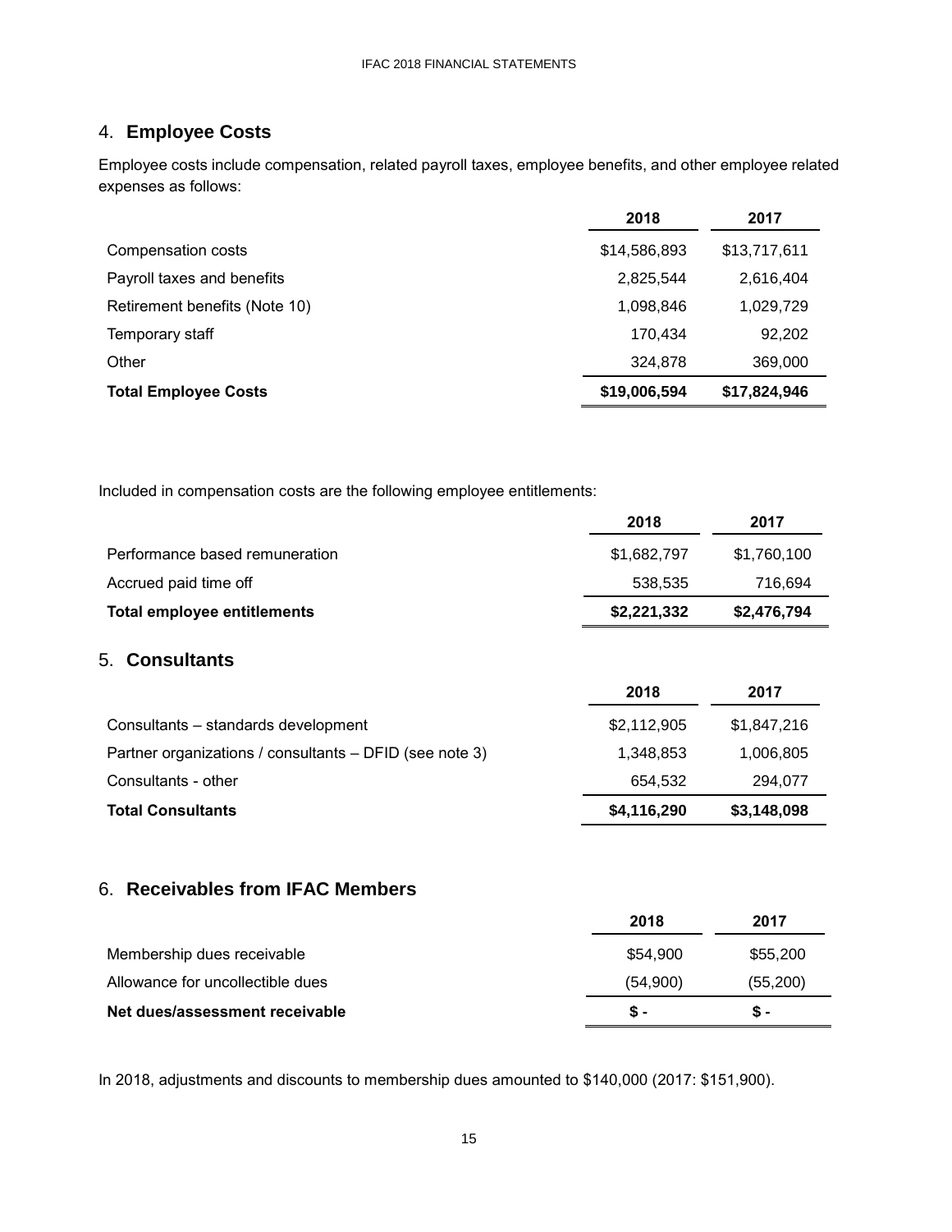## 4. **Employee Costs**

Employee costs include compensation, related payroll taxes, employee benefits, and other employee related expenses as follows:

| | 2018 | 2017 |
|---|---|---|
| Compensation costs | $14,586,893 | $13,717,611 |
| Payroll taxes and benefits | 2,825,544 | 2,616,404 |
| Retirement benefits (Note 10) | 1,098,846 | 1,029,729 |
| Temporary staff | 170,434 | 92,202 |
| Other | 324,878 | 369,000 |
| **Total Employee Costs** | **$19,006,594** | **$17,824,946** |

Included in compensation costs are the following employee entitlements:

| | 2018 | 2017 |
|---|---|---|
| Performance based remuneration | $1,682,797 | $1,760,100 |
| Accrued paid time off | 538,535 | 716,694 |
| **Total employee entitlements** | **$2,221,332** | **$2,476,794** |

## 5. **Consultants**

| | 2018 | 2017 |
|---|---|---|
| Consultants – standards development | $2,112,905 | $1,847,216 |
| Partner organizations / consultants – DFID (see note 3) | 1,348,853 | 1,006,805 |
| Consultants - other | 654,532 | 294,077 |
| **Total Consultants** | **$4,116,290** | **$3,148,098** |

## 6. **Receivables from IFAC Members**

| | 2018 | 2017 |
|---|---|---|
| Membership dues receivable | $54,900 | $55,200 |
| Allowance for uncollectible dues | (54,900) | (55,200) |
| **Net dues/assessment receivable** | **$ -** | **$ -** |

In 2018, adjustments and discounts to membership dues amounted to $140,000 (2017: $151,900).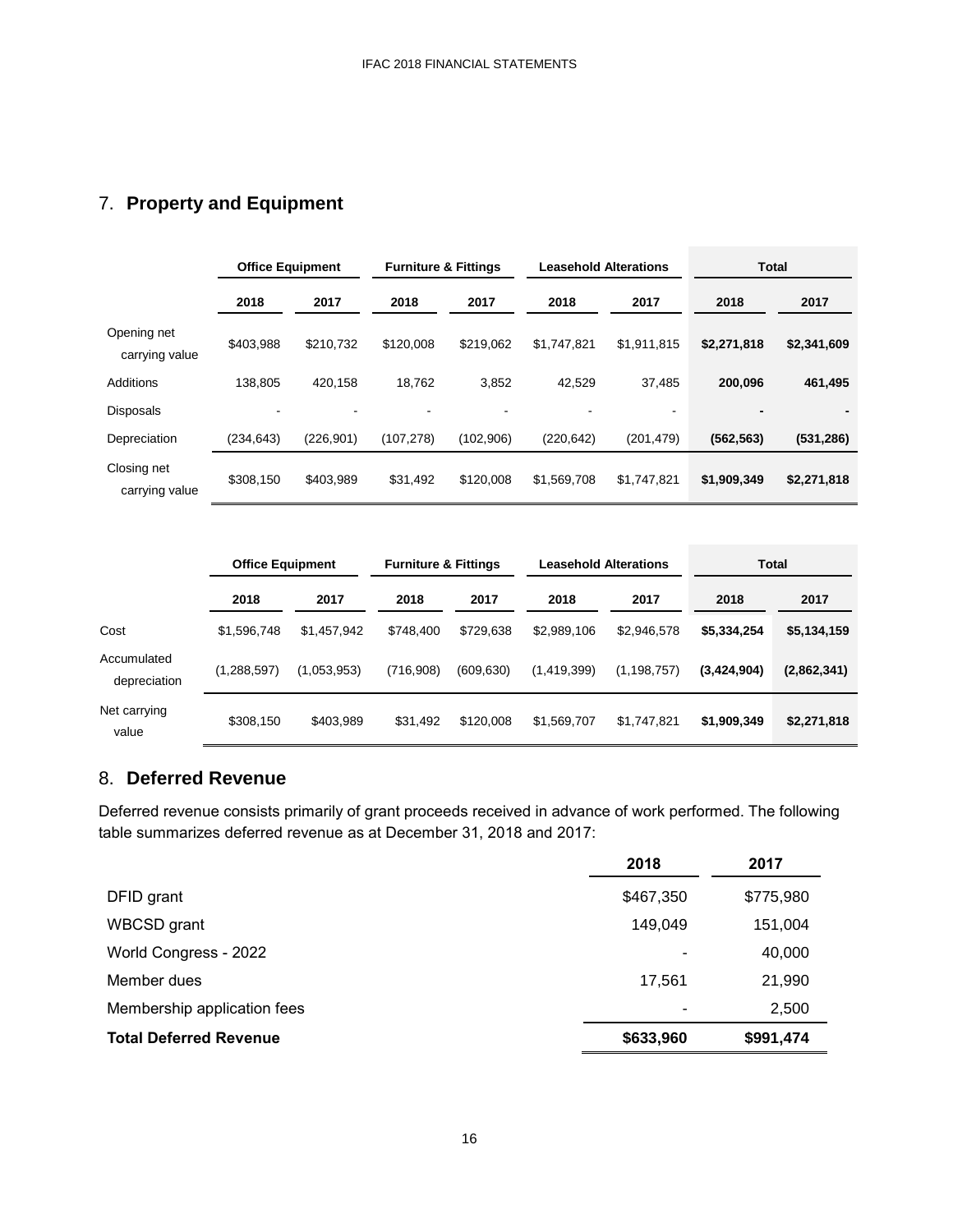## 7. **Property and Equipment**

| | Office Equipment | | Furniture & Fittings | | Leasehold Alterations | | Total | |
|---|---|---|---|---|---|---|---|---|
| | 2018 | 2017 | 2018 | 2017 | 2018 | 2017 | 2018 | 2017 |
| Opening net carrying value | $403,988 | $210,732 | $120,008 | $219,062 | $1,747,821 | $1,911,815 | **$2,271,818** | **$2,341,609** |
| Additions | 138,805 | 420,158 | 18,762 | 3,852 | 42,529 | 37,485 | **200,096** | **461,495** |
| Disposals | - | - | - | - | - | - | **-** | **-** |
| Depreciation | (234,643) | (226,901) | (107,278) | (102,906) | (220,642) | (201,479) | **(562,563)** | **(531,286)** |
| Closing net carrying value | $308,150 | $403,989 | $31,492 | $120,008 | $1,569,708 | $1,747,821 | **$1,909,349** | **$2,271,818** |

| | Office Equipment | | Furniture & Fittings | | Leasehold Alterations | | Total | |
|---|---|---|---|---|---|---|---|---|
| | 2018 | 2017 | 2018 | 2017 | 2018 | 2017 | 2018 | 2017 |
| Cost | $1,596,748 | $1,457,942 | $748,400 | $729,638 | $2,989,106 | $2,946,578 | **$5,334,254** | **$5,134,159** |
| Accumulated depreciation | (1,288,597) | (1,053,953) | (716,908) | (609,630) | (1,419,399) | (1,198,757) | **(3,424,904)** | **(2,862,341)** |
| Net carrying value | $308,150 | $403,989 | $31,492 | $120,008 | $1,569,707 | $1,747,821 | **$1,909,349** | **$2,271,818** |

## 8. **Deferred Revenue**

Deferred revenue consists primarily of grant proceeds received in advance of work performed. The following table summarizes deferred revenue as at December 31, 2018 and 2017:

| | 2018 | 2017 |
|---|---|---|
| DFID grant | $467,350 | $775,980 |
| WBCSD grant | 149,049 | 151,004 |
| World Congress - 2022 | - | 40,000 |
| Member dues | 17,561 | 21,990 |
| Membership application fees | - | 2,500 |
| **Total Deferred Revenue** | **$633,960** | **$991,474** |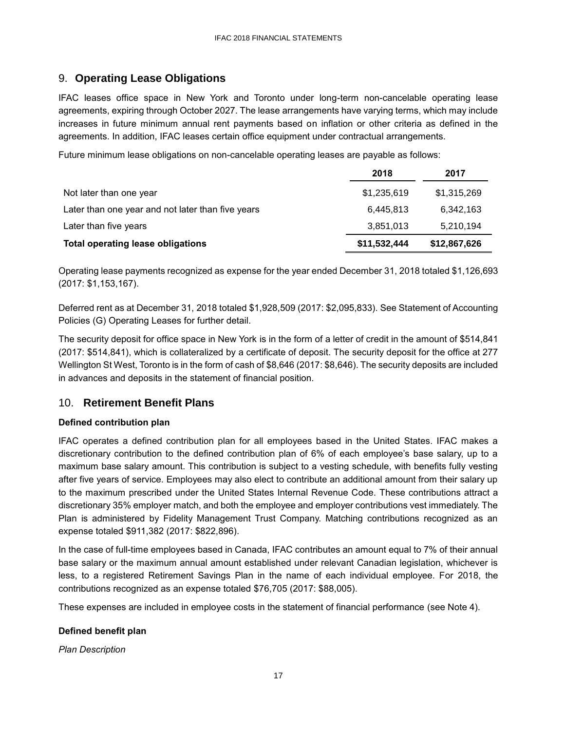## 9. **Operating Lease Obligations**

IFAC leases office space in New York and Toronto under long-term non-cancelable operating lease agreements, expiring through October 2027. The lease arrangements have varying terms, which may include increases in future minimum annual rent payments based on inflation or other criteria as defined in the agreements. In addition, IFAC leases certain office equipment under contractual arrangements.

Future minimum lease obligations on non-cancelable operating leases are payable as follows:

| | 2018 | 2017 |
|---|---|---|
| Not later than one year | $1,235,619 | $1,315,269 |
| Later than one year and not later than five years | 6,445,813 | 6,342,163 |
| Later than five years | 3,851,013 | 5,210,194 |
| **Total operating lease obligations** | **$11,532,444** | **$12,867,626** |

Operating lease payments recognized as expense for the year ended December 31, 2018 totaled $1,126,693 (2017: $1,153,167).

Deferred rent as at December 31, 2018 totaled $1,928,509 (2017: $2,095,833). See Statement of Accounting Policies (G) Operating Leases for further detail.

The security deposit for office space in New York is in the form of a letter of credit in the amount of $514,841 (2017: $514,841), which is collateralized by a certificate of deposit. The security deposit for the office at 277 Wellington St West, Toronto is in the form of cash of $8,646 (2017: $8,646). The security deposits are included in advances and deposits in the statement of financial position.

## 10. **Retirement Benefit Plans**

**Defined contribution plan**

IFAC operates a defined contribution plan for all employees based in the United States. IFAC makes a discretionary contribution to the defined contribution plan of 6% of each employee's base salary, up to a maximum base salary amount. This contribution is subject to a vesting schedule, with benefits fully vesting after five years of service. Employees may also elect to contribute an additional amount from their salary up to the maximum prescribed under the United States Internal Revenue Code. These contributions attract a discretionary 35% employer match, and both the employee and employer contributions vest immediately. The Plan is administered by Fidelity Management Trust Company. Matching contributions recognized as an expense totaled $911,382 (2017: $822,896).

In the case of full-time employees based in Canada, IFAC contributes an amount equal to 7% of their annual base salary or the maximum annual amount established under relevant Canadian legislation, whichever is less, to a registered Retirement Savings Plan in the name of each individual employee. For 2018, the contributions recognized as an expense totaled $76,705 (2017: $88,005).

These expenses are included in employee costs in the statement of financial performance (see Note 4).

**Defined benefit plan**

*Plan Description*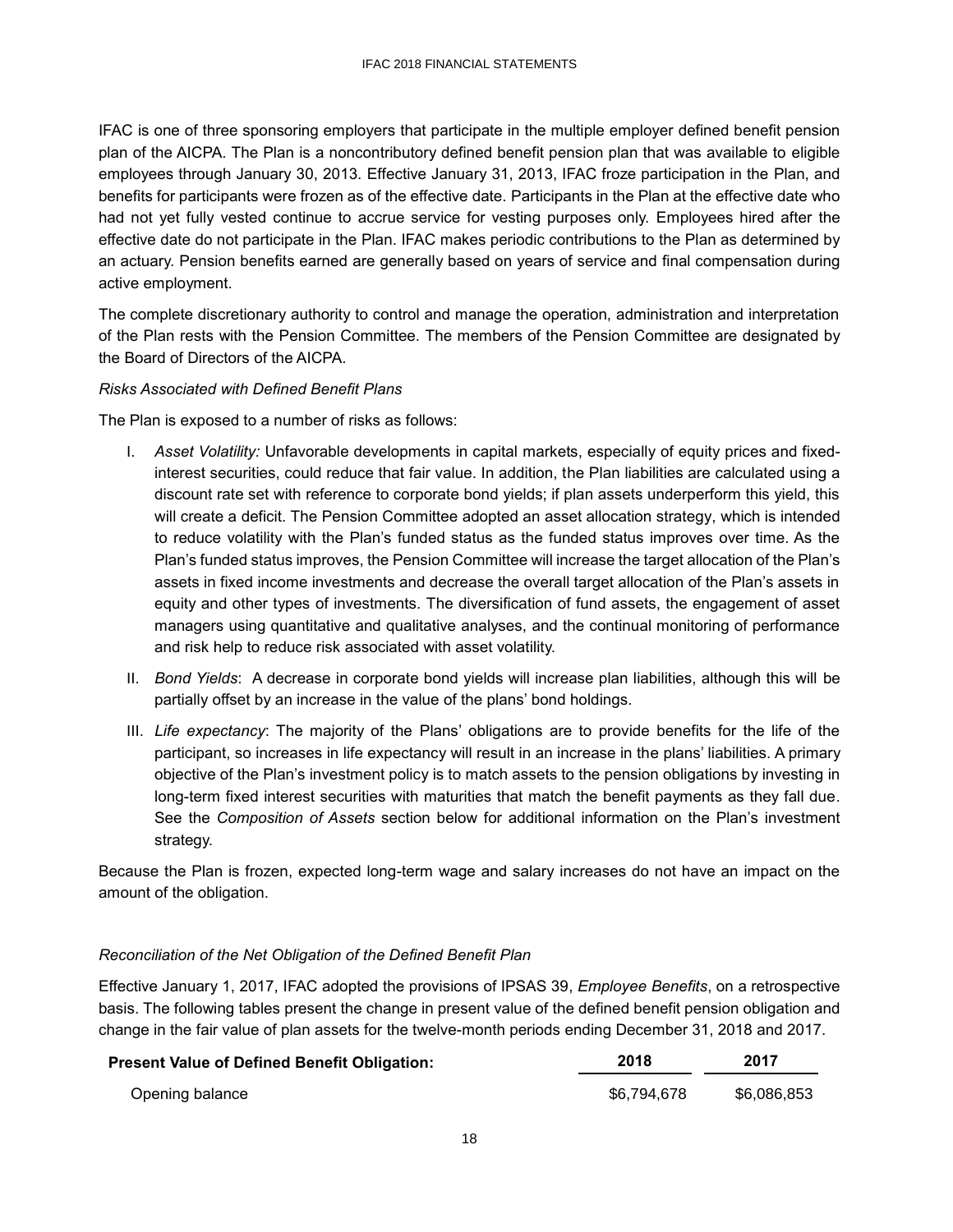IFAC is one of three sponsoring employers that participate in the multiple employer defined benefit pension plan of the AICPA. The Plan is a noncontributory defined benefit pension plan that was available to eligible employees through January 30, 2013. Effective January 31, 2013, IFAC froze participation in the Plan, and benefits for participants were frozen as of the effective date. Participants in the Plan at the effective date who had not yet fully vested continue to accrue service for vesting purposes only. Employees hired after the effective date do not participate in the Plan. IFAC makes periodic contributions to the Plan as determined by an actuary. Pension benefits earned are generally based on years of service and final compensation during active employment.

The complete discretionary authority to control and manage the operation, administration and interpretation of the Plan rests with the Pension Committee. The members of the Pension Committee are designated by the Board of Directors of the AICPA.

*Risks Associated with Defined Benefit Plans*

The Plan is exposed to a number of risks as follows:

I. *Asset Volatility:* Unfavorable developments in capital markets, especially of equity prices and fixed-interest securities, could reduce that fair value. In addition, the Plan liabilities are calculated using a discount rate set with reference to corporate bond yields; if plan assets underperform this yield, this will create a deficit. The Pension Committee adopted an asset allocation strategy, which is intended to reduce volatility with the Plan's funded status as the funded status improves over time. As the Plan's funded status improves, the Pension Committee will increase the target allocation of the Plan's assets in fixed income investments and decrease the overall target allocation of the Plan's assets in equity and other types of investments. The diversification of fund assets, the engagement of asset managers using quantitative and qualitative analyses, and the continual monitoring of performance and risk help to reduce risk associated with asset volatility.

II. *Bond Yields*: A decrease in corporate bond yields will increase plan liabilities, although this will be partially offset by an increase in the value of the plans' bond holdings.

III. *Life expectancy*: The majority of the Plans' obligations are to provide benefits for the life of the participant, so increases in life expectancy will result in an increase in the plans' liabilities. A primary objective of the Plan's investment policy is to match assets to the pension obligations by investing in long-term fixed interest securities with maturities that match the benefit payments as they fall due. See the *Composition of Assets* section below for additional information on the Plan's investment strategy.

Because the Plan is frozen, expected long-term wage and salary increases do not have an impact on the amount of the obligation.

*Reconciliation of the Net Obligation of the Defined Benefit Plan*

Effective January 1, 2017, IFAC adopted the provisions of IPSAS 39, *Employee Benefits*, on a retrospective basis. The following tables present the change in present value of the defined benefit pension obligation and change in the fair value of plan assets for the twelve-month periods ending December 31, 2018 and 2017.

| **Present Value of Defined Benefit Obligation:** | **2018** | **2017** |
|---|---|---|
| Opening balance | $6,794,678 | $6,086,853 |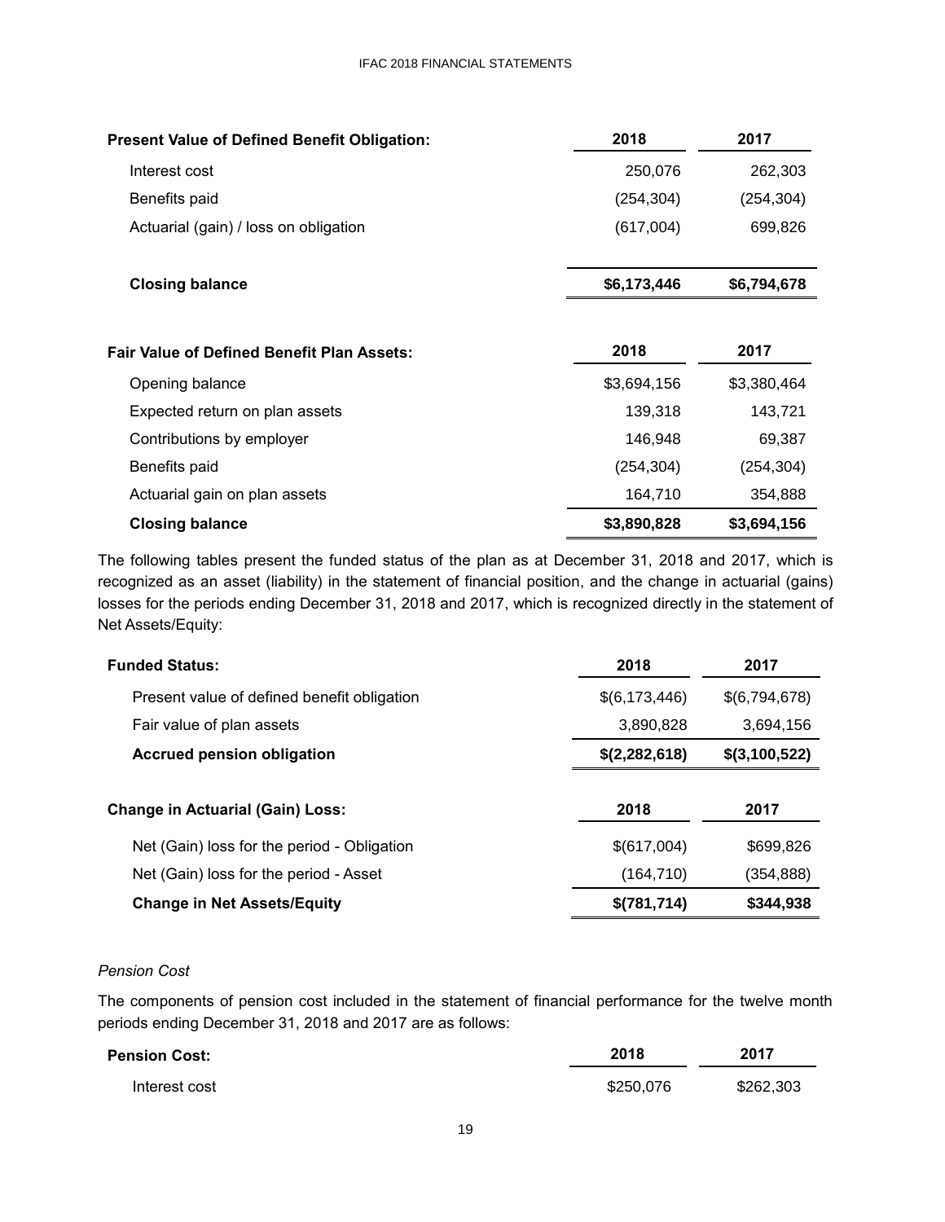| **Present Value of Defined Benefit Obligation:** | **2018** | **2017** |
| --- | --- | --- |
| Interest cost | 250,076 | 262,303 |
| Benefits paid | (254,304) | (254,304) |
| Actuarial (gain) / loss on obligation | (617,004) | 699,826 |
| **Closing balance** | **$6,173,446** | **$6,794,678** |

| **Fair Value of Defined Benefit Plan Assets:** | **2018** | **2017** |
| --- | --- | --- |
| Opening balance | $3,694,156 | $3,380,464 |
| Expected return on plan assets | 139,318 | 143,721 |
| Contributions by employer | 146,948 | 69,387 |
| Benefits paid | (254,304) | (254,304) |
| Actuarial gain on plan assets | 164,710 | 354,888 |
| **Closing balance** | **$3,890,828** | **$3,694,156** |

The following tables present the funded status of the plan as at December 31, 2018 and 2017, which is recognized as an asset (liability) in the statement of financial position, and the change in actuarial (gains) losses for the periods ending December 31, 2018 and 2017, which is recognized directly in the statement of Net Assets/Equity:

| **Funded Status:** | **2018** | **2017** |
| --- | --- | --- |
| Present value of defined benefit obligation | $(6,173,446) | $(6,794,678) |
| Fair value of plan assets | 3,890,828 | 3,694,156 |
| **Accrued pension obligation** | **$(2,282,618)** | **$(3,100,522)** |

| **Change in Actuarial (Gain) Loss:** | **2018** | **2017** |
| --- | --- | --- |
| Net (Gain) loss for the period - Obligation | $(617,004) | $699,826 |
| Net (Gain) loss for the period - Asset | (164,710) | (354,888) |
| **Change in Net Assets/Equity** | **$(781,714)** | **$344,938** |

*Pension Cost*

The components of pension cost included in the statement of financial performance for the twelve month periods ending December 31, 2018 and 2017 are as follows:

| **Pension Cost:** | **2018** | **2017** |
| --- | --- | --- |
| Interest cost | $250,076 | $262,303 |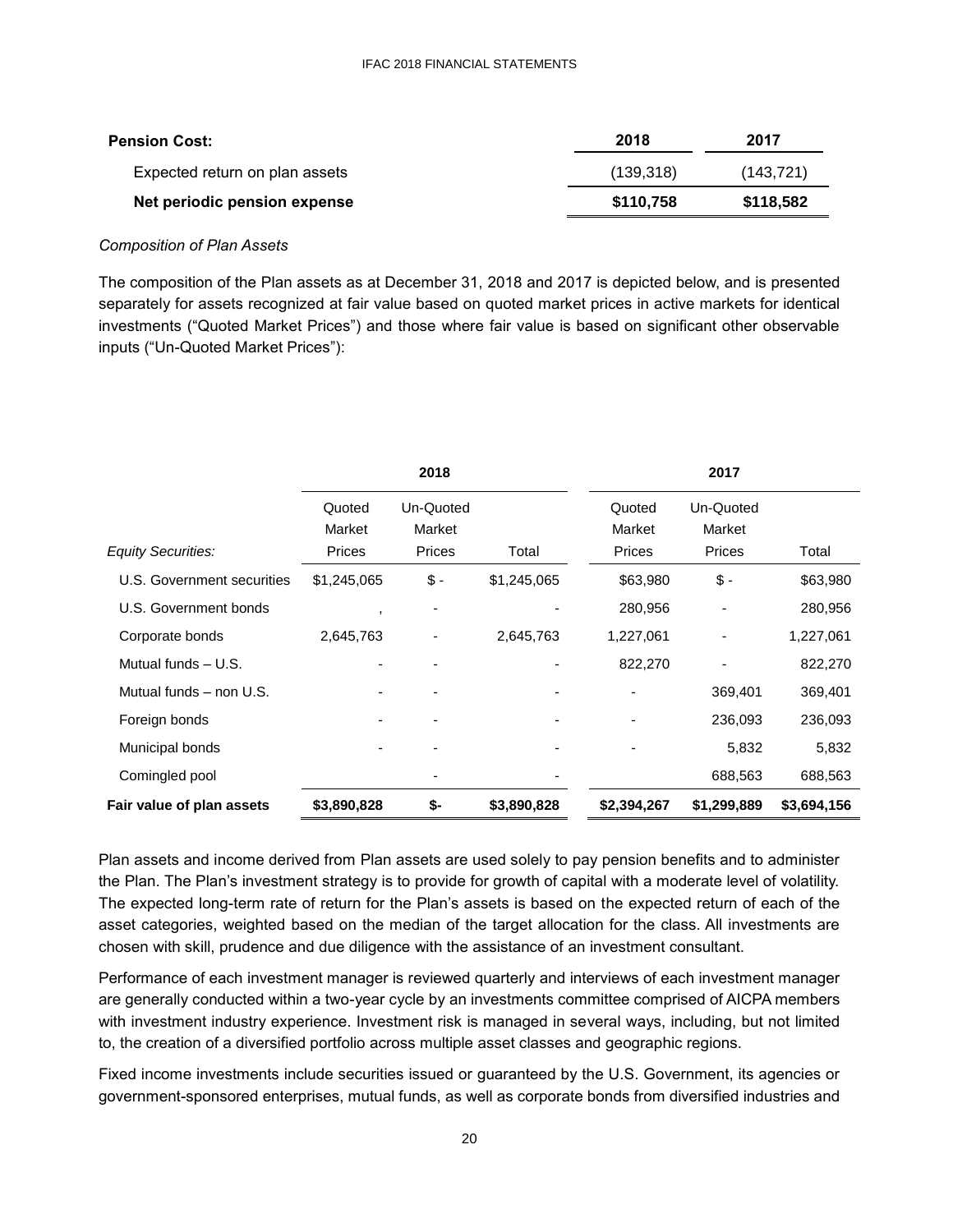| **Pension Cost:** | **2018** | **2017** |
|---|---|---|
| Expected return on plan assets | (139,318) | (143,721) |
| **Net periodic pension expense** | **$110,758** | **$118,582** |

*Composition of Plan Assets*

The composition of the Plan assets as at December 31, 2018 and 2017 is depicted below, and is presented separately for assets recognized at fair value based on quoted market prices in active markets for identical investments ("Quoted Market Prices") and those where fair value is based on significant other observable inputs ("Un-Quoted Market Prices"):

| | **2018** | | | **2017** | | |
|---|---|---|---|---|---|---|
| *Equity Securities:* | Quoted Market Prices | Un-Quoted Market Prices | Total | Quoted Market Prices | Un-Quoted Market Prices | Total |
| U.S. Government securities | $1,245,065 | $ - | $1,245,065 | $63,980 | $ - | $63,980 |
| U.S. Government bonds | , | - | - | 280,956 | - | 280,956 |
| Corporate bonds | 2,645,763 | - | 2,645,763 | 1,227,061 | - | 1,227,061 |
| Mutual funds – U.S. | - | - | - | 822,270 | - | 822,270 |
| Mutual funds – non U.S. | - | - | - | - | 369,401 | 369,401 |
| Foreign bonds | - | - | - | - | 236,093 | 236,093 |
| Municipal bonds | - | - | - | - | 5,832 | 5,832 |
| Comingled pool | | - | - | | 688,563 | 688,563 |
| **Fair value of plan assets** | **$3,890,828** | **$-** | **$3,890,828** | **$2,394,267** | **$1,299,889** | **$3,694,156** |

Plan assets and income derived from Plan assets are used solely to pay pension benefits and to administer the Plan. The Plan's investment strategy is to provide for growth of capital with a moderate level of volatility. The expected long-term rate of return for the Plan's assets is based on the expected return of each of the asset categories, weighted based on the median of the target allocation for the class. All investments are chosen with skill, prudence and due diligence with the assistance of an investment consultant.

Performance of each investment manager is reviewed quarterly and interviews of each investment manager are generally conducted within a two-year cycle by an investments committee comprised of AICPA members with investment industry experience. Investment risk is managed in several ways, including, but not limited to, the creation of a diversified portfolio across multiple asset classes and geographic regions.

Fixed income investments include securities issued or guaranteed by the U.S. Government, its agencies or government-sponsored enterprises, mutual funds, as well as corporate bonds from diversified industries and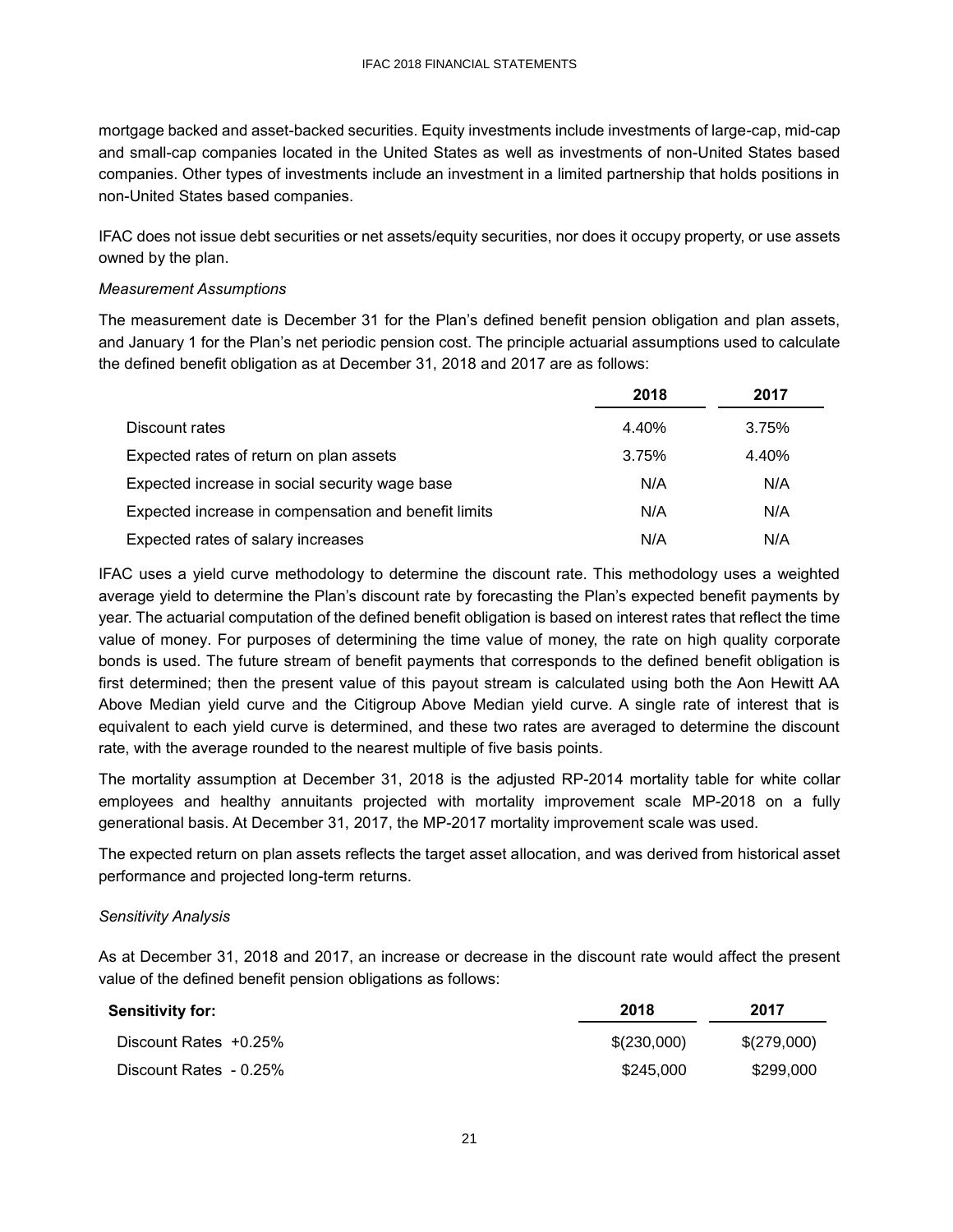mortgage backed and asset-backed securities. Equity investments include investments of large-cap, mid-cap and small-cap companies located in the United States as well as investments of non-United States based companies. Other types of investments include an investment in a limited partnership that holds positions in non-United States based companies.

IFAC does not issue debt securities or net assets/equity securities, nor does it occupy property, or use assets owned by the plan.

*Measurement Assumptions*

The measurement date is December 31 for the Plan's defined benefit pension obligation and plan assets, and January 1 for the Plan's net periodic pension cost. The principle actuarial assumptions used to calculate the defined benefit obligation as at December 31, 2018 and 2017 are as follows:

| | 2018 | 2017 |
|---|---|---|
| Discount rates | 4.40% | 3.75% |
| Expected rates of return on plan assets | 3.75% | 4.40% |
| Expected increase in social security wage base | N/A | N/A |
| Expected increase in compensation and benefit limits | N/A | N/A |
| Expected rates of salary increases | N/A | N/A |

IFAC uses a yield curve methodology to determine the discount rate. This methodology uses a weighted average yield to determine the Plan's discount rate by forecasting the Plan's expected benefit payments by year. The actuarial computation of the defined benefit obligation is based on interest rates that reflect the time value of money. For purposes of determining the time value of money, the rate on high quality corporate bonds is used. The future stream of benefit payments that corresponds to the defined benefit obligation is first determined; then the present value of this payout stream is calculated using both the Aon Hewitt AA Above Median yield curve and the Citigroup Above Median yield curve. A single rate of interest that is equivalent to each yield curve is determined, and these two rates are averaged to determine the discount rate, with the average rounded to the nearest multiple of five basis points.

The mortality assumption at December 31, 2018 is the adjusted RP-2014 mortality table for white collar employees and healthy annuitants projected with mortality improvement scale MP-2018 on a fully generational basis. At December 31, 2017, the MP-2017 mortality improvement scale was used.

The expected return on plan assets reflects the target asset allocation, and was derived from historical asset performance and projected long-term returns.

*Sensitivity Analysis*

As at December 31, 2018 and 2017, an increase or decrease in the discount rate would affect the present value of the defined benefit pension obligations as follows:

| **Sensitivity for:** | 2018 | 2017 |
|---|---|---|
| Discount Rates +0.25% | $(230,000) | $(279,000) |
| Discount Rates - 0.25% | $245,000 | $299,000 |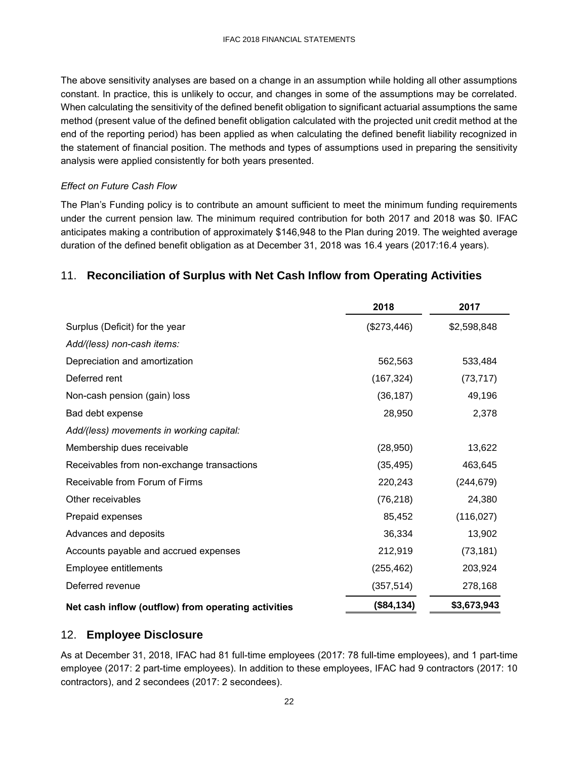The above sensitivity analyses are based on a change in an assumption while holding all other assumptions constant. In practice, this is unlikely to occur, and changes in some of the assumptions may be correlated. When calculating the sensitivity of the defined benefit obligation to significant actuarial assumptions the same method (present value of the defined benefit obligation calculated with the projected unit credit method at the end of the reporting period) has been applied as when calculating the defined benefit liability recognized in the statement of financial position. The methods and types of assumptions used in preparing the sensitivity analysis were applied consistently for both years presented.

*Effect on Future Cash Flow*

The Plan's Funding policy is to contribute an amount sufficient to meet the minimum funding requirements under the current pension law. The minimum required contribution for both 2017 and 2018 was $0. IFAC anticipates making a contribution of approximately $146,948 to the Plan during 2019. The weighted average duration of the defined benefit obligation as at December 31, 2018 was 16.4 years (2017:16.4 years).

## 11. Reconciliation of Surplus with Net Cash Inflow from Operating Activities

| | 2018 | 2017 |
|---|---|---|
| Surplus (Deficit) for the year | ($273,446) | $2,598,848 |
| *Add/(less) non-cash items:* | | |
| Depreciation and amortization | 562,563 | 533,484 |
| Deferred rent | (167,324) | (73,717) |
| Non-cash pension (gain) loss | (36,187) | 49,196 |
| Bad debt expense | 28,950 | 2,378 |
| *Add/(less) movements in working capital:* | | |
| Membership dues receivable | (28,950) | 13,622 |
| Receivables from non-exchange transactions | (35,495) | 463,645 |
| Receivable from Forum of Firms | 220,243 | (244,679) |
| Other receivables | (76,218) | 24,380 |
| Prepaid expenses | 85,452 | (116,027) |
| Advances and deposits | 36,334 | 13,902 |
| Accounts payable and accrued expenses | 212,919 | (73,181) |
| Employee entitlements | (255,462) | 203,924 |
| Deferred revenue | (357,514) | 278,168 |
| **Net cash inflow (outflow) from operating activities** | **($84,134)** | **$3,673,943** |

## 12. Employee Disclosure

As at December 31, 2018, IFAC had 81 full-time employees (2017: 78 full-time employees), and 1 part-time employee (2017: 2 part-time employees). In addition to these employees, IFAC had 9 contractors (2017: 10 contractors), and 2 secondees (2017: 2 secondees).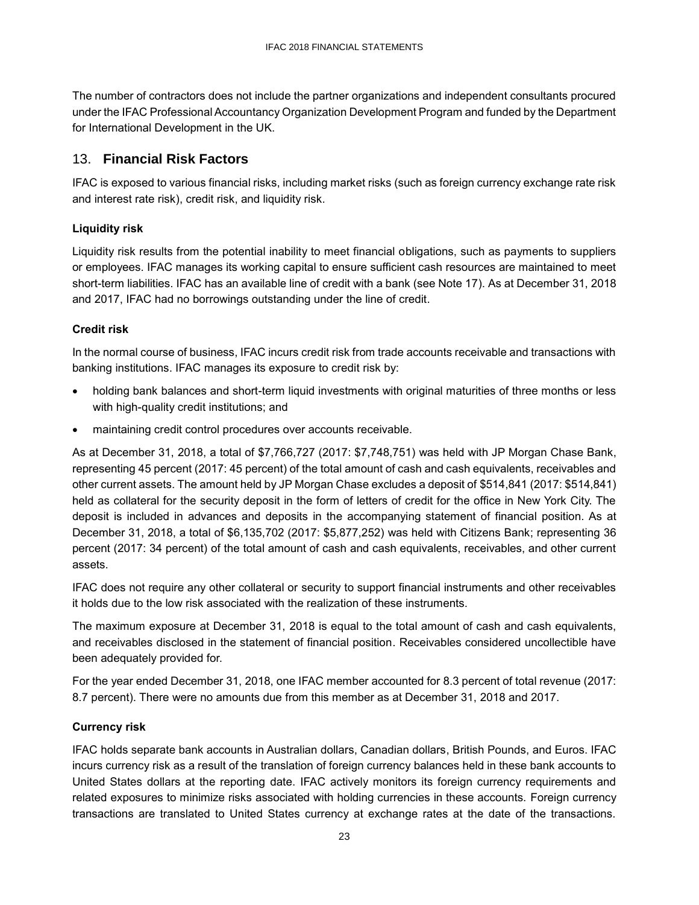The number of contractors does not include the partner organizations and independent consultants procured under the IFAC Professional Accountancy Organization Development Program and funded by the Department for International Development in the UK.

## 13. Financial Risk Factors

IFAC is exposed to various financial risks, including market risks (such as foreign currency exchange rate risk and interest rate risk), credit risk, and liquidity risk.

### Liquidity risk

Liquidity risk results from the potential inability to meet financial obligations, such as payments to suppliers or employees. IFAC manages its working capital to ensure sufficient cash resources are maintained to meet short-term liabilities. IFAC has an available line of credit with a bank (see Note 17). As at December 31, 2018 and 2017, IFAC had no borrowings outstanding under the line of credit.

### Credit risk

In the normal course of business, IFAC incurs credit risk from trade accounts receivable and transactions with banking institutions. IFAC manages its exposure to credit risk by:

- holding bank balances and short-term liquid investments with original maturities of three months or less with high-quality credit institutions; and
- maintaining credit control procedures over accounts receivable.

As at December 31, 2018, a total of $7,766,727 (2017: $7,748,751) was held with JP Morgan Chase Bank, representing 45 percent (2017: 45 percent) of the total amount of cash and cash equivalents, receivables and other current assets. The amount held by JP Morgan Chase excludes a deposit of $514,841 (2017: $514,841) held as collateral for the security deposit in the form of letters of credit for the office in New York City. The deposit is included in advances and deposits in the accompanying statement of financial position. As at December 31, 2018, a total of $6,135,702 (2017: $5,877,252) was held with Citizens Bank; representing 36 percent (2017: 34 percent) of the total amount of cash and cash equivalents, receivables, and other current assets.

IFAC does not require any other collateral or security to support financial instruments and other receivables it holds due to the low risk associated with the realization of these instruments.

The maximum exposure at December 31, 2018 is equal to the total amount of cash and cash equivalents, and receivables disclosed in the statement of financial position. Receivables considered uncollectible have been adequately provided for.

For the year ended December 31, 2018, one IFAC member accounted for 8.3 percent of total revenue (2017: 8.7 percent). There were no amounts due from this member as at December 31, 2018 and 2017.

### Currency risk

IFAC holds separate bank accounts in Australian dollars, Canadian dollars, British Pounds, and Euros. IFAC incurs currency risk as a result of the translation of foreign currency balances held in these bank accounts to United States dollars at the reporting date. IFAC actively monitors its foreign currency requirements and related exposures to minimize risks associated with holding currencies in these accounts. Foreign currency transactions are translated to United States currency at exchange rates at the date of the transactions.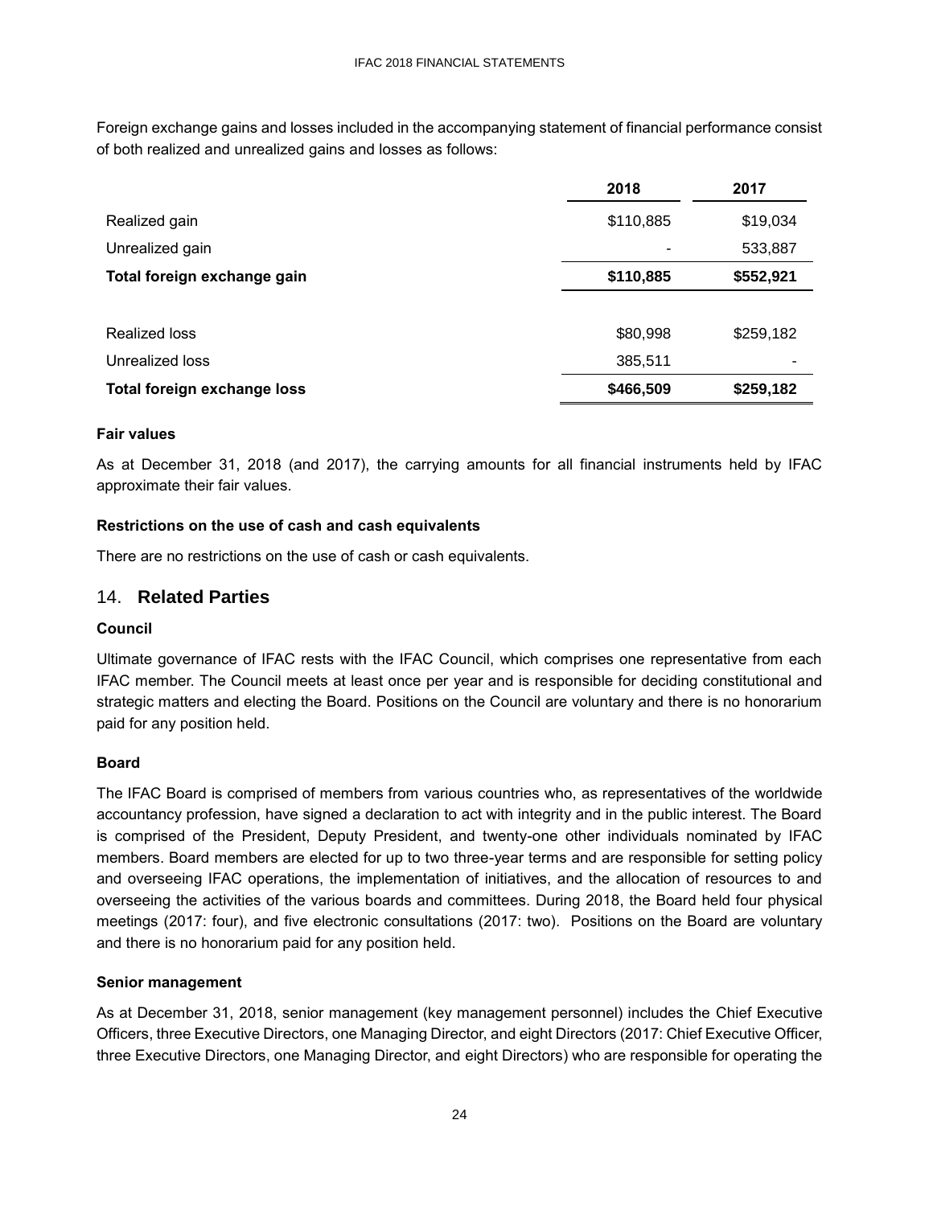Foreign exchange gains and losses included in the accompanying statement of financial performance consist of both realized and unrealized gains and losses as follows:

| | 2018 | 2017 |
|---|---|---|
| Realized gain | $110,885 | $19,034 |
| Unrealized gain | - | 533,887 |
| **Total foreign exchange gain** | **$110,885** | **$552,921** |
| | | |
| Realized loss | $80,998 | $259,182 |
| Unrealized loss | 385,511 | - |
| **Total foreign exchange loss** | **$466,509** | **$259,182** |

**Fair values**

As at December 31, 2018 (and 2017), the carrying amounts for all financial instruments held by IFAC approximate their fair values.

**Restrictions on the use of cash and cash equivalents**

There are no restrictions on the use of cash or cash equivalents.

## 14. **Related Parties**

**Council**

Ultimate governance of IFAC rests with the IFAC Council, which comprises one representative from each IFAC member. The Council meets at least once per year and is responsible for deciding constitutional and strategic matters and electing the Board. Positions on the Council are voluntary and there is no honorarium paid for any position held.

**Board**

The IFAC Board is comprised of members from various countries who, as representatives of the worldwide accountancy profession, have signed a declaration to act with integrity and in the public interest. The Board is comprised of the President, Deputy President, and twenty-one other individuals nominated by IFAC members. Board members are elected for up to two three-year terms and are responsible for setting policy and overseeing IFAC operations, the implementation of initiatives, and the allocation of resources to and overseeing the activities of the various boards and committees. During 2018, the Board held four physical meetings (2017: four), and five electronic consultations (2017: two). Positions on the Board are voluntary and there is no honorarium paid for any position held.

**Senior management**

As at December 31, 2018, senior management (key management personnel) includes the Chief Executive Officers, three Executive Directors, one Managing Director, and eight Directors (2017: Chief Executive Officer, three Executive Directors, one Managing Director, and eight Directors) who are responsible for operating the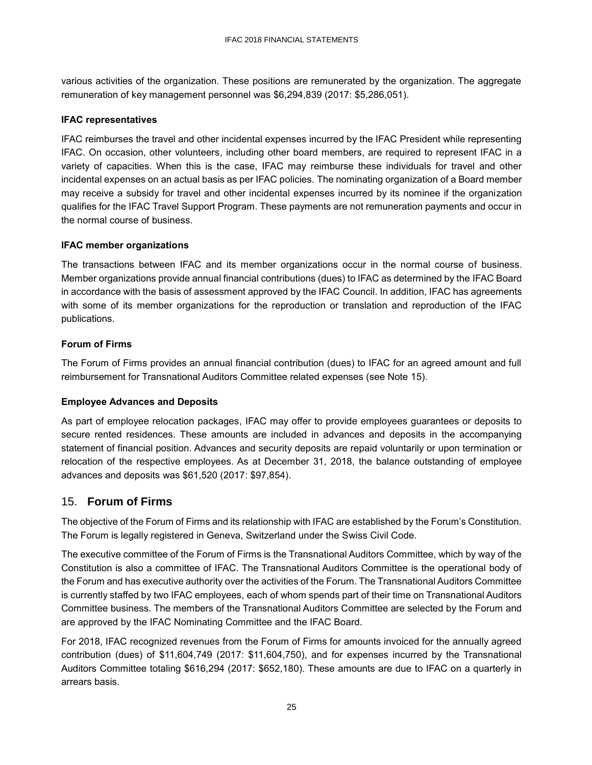various activities of the organization. These positions are remunerated by the organization. The aggregate remuneration of key management personnel was $6,294,839 (2017: $5,286,051).

### IFAC representatives

IFAC reimburses the travel and other incidental expenses incurred by the IFAC President while representing IFAC. On occasion, other volunteers, including other board members, are required to represent IFAC in a variety of capacities. When this is the case, IFAC may reimburse these individuals for travel and other incidental expenses on an actual basis as per IFAC policies. The nominating organization of a Board member may receive a subsidy for travel and other incidental expenses incurred by its nominee if the organization qualifies for the IFAC Travel Support Program. These payments are not remuneration payments and occur in the normal course of business.

### IFAC member organizations

The transactions between IFAC and its member organizations occur in the normal course of business. Member organizations provide annual financial contributions (dues) to IFAC as determined by the IFAC Board in accordance with the basis of assessment approved by the IFAC Council. In addition, IFAC has agreements with some of its member organizations for the reproduction or translation and reproduction of the IFAC publications.

### Forum of Firms

The Forum of Firms provides an annual financial contribution (dues) to IFAC for an agreed amount and full reimbursement for Transnational Auditors Committee related expenses (see Note 15).

### Employee Advances and Deposits

As part of employee relocation packages, IFAC may offer to provide employees guarantees or deposits to secure rented residences. These amounts are included in advances and deposits in the accompanying statement of financial position. Advances and security deposits are repaid voluntarily or upon termination or relocation of the respective employees. As at December 31, 2018, the balance outstanding of employee advances and deposits was $61,520 (2017: $97,854).

## 15. Forum of Firms

The objective of the Forum of Firms and its relationship with IFAC are established by the Forum's Constitution. The Forum is legally registered in Geneva, Switzerland under the Swiss Civil Code.

The executive committee of the Forum of Firms is the Transnational Auditors Committee, which by way of the Constitution is also a committee of IFAC. The Transnational Auditors Committee is the operational body of the Forum and has executive authority over the activities of the Forum. The Transnational Auditors Committee is currently staffed by two IFAC employees, each of whom spends part of their time on Transnational Auditors Committee business. The members of the Transnational Auditors Committee are selected by the Forum and are approved by the IFAC Nominating Committee and the IFAC Board.

For 2018, IFAC recognized revenues from the Forum of Firms for amounts invoiced for the annually agreed contribution (dues) of $11,604,749 (2017: $11,604,750), and for expenses incurred by the Transnational Auditors Committee totaling $616,294 (2017: $652,180). These amounts are due to IFAC on a quarterly in arrears basis.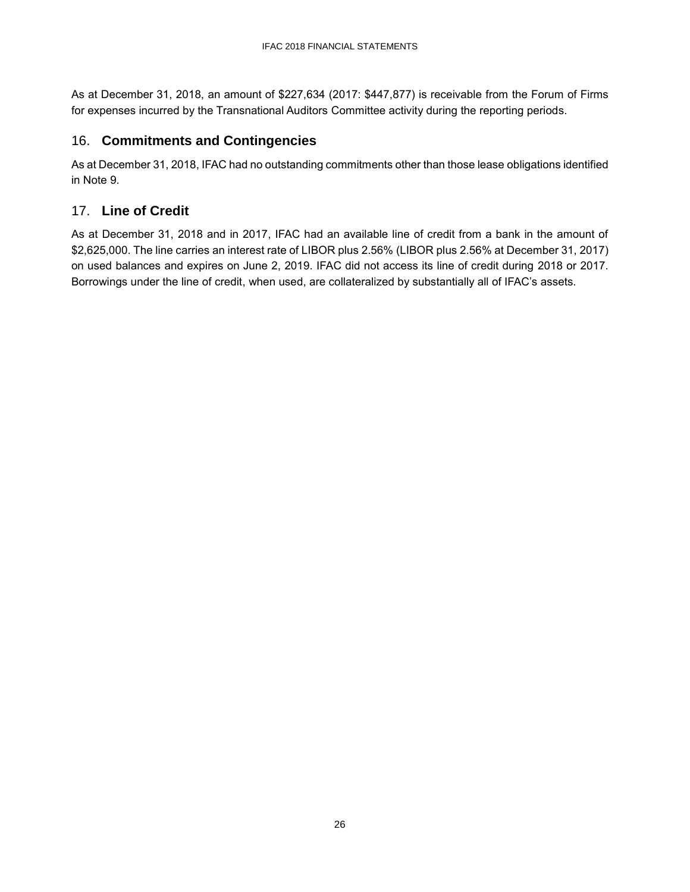As at December 31, 2018, an amount of $227,634 (2017: $447,877) is receivable from the Forum of Firms for expenses incurred by the Transnational Auditors Committee activity during the reporting periods.

## 16. **Commitments and Contingencies**

As at December 31, 2018, IFAC had no outstanding commitments other than those lease obligations identified in Note 9.

## 17. **Line of Credit**

As at December 31, 2018 and in 2017, IFAC had an available line of credit from a bank in the amount of $2,625,000. The line carries an interest rate of LIBOR plus 2.56% (LIBOR plus 2.56% at December 31, 2017) on used balances and expires on June 2, 2019. IFAC did not access its line of credit during 2018 or 2017. Borrowings under the line of credit, when used, are collateralized by substantially all of IFAC's assets.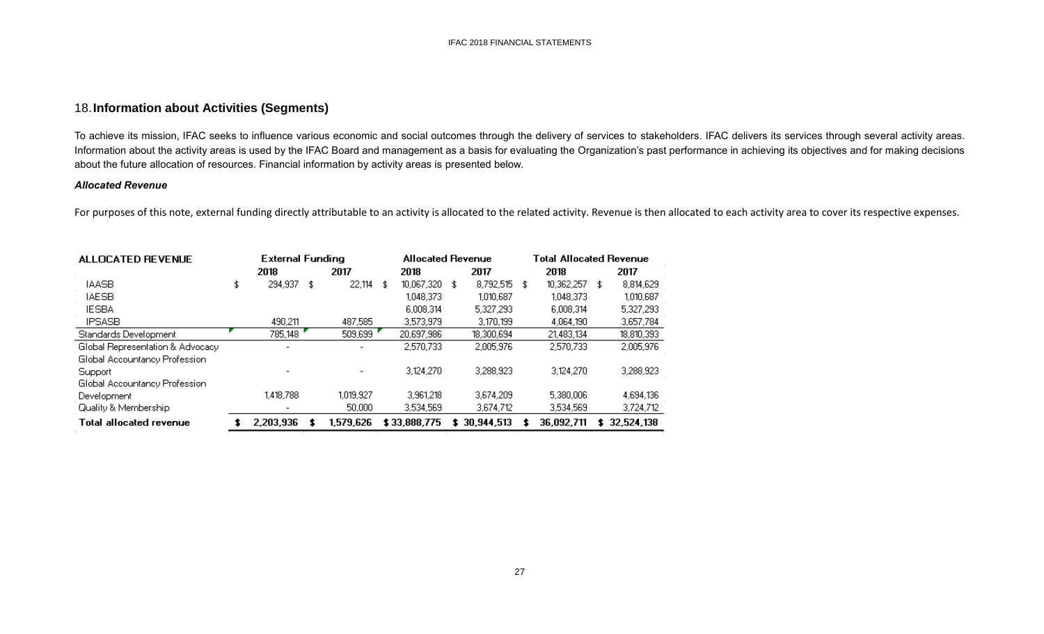## 18. Information about Activities (Segments)

To achieve its mission, IFAC seeks to influence various economic and social outcomes through the delivery of services to stakeholders. IFAC delivers its services through several activity areas. Information about the activity areas is used by the IFAC Board and management as a basis for evaluating the Organization's past performance in achieving its objectives and for making decisions about the future allocation of resources. Financial information by activity areas is presented below.

### *Allocated Revenue*

For purposes of this note, external funding directly attributable to an activity is allocated to the related activity. Revenue is then allocated to each activity area to cover its respective expenses.

| ALLOCATED REVENUE | External Funding | | Allocated Revenue | | Total Allocated Revenue | |
|---|---|---|---|---|---|---|
| | 2018 | 2017 | 2018 | 2017 | 2018 | 2017 |
| IAASB | $ 294,937 | $ 22,114 | $ 10,067,320 | $ 8,792,515 | $ 10,362,257 | $ 8,814,629 |
| IAESB | | | 1,048,373 | 1,010,687 | 1,048,373 | 1,010,687 |
| IESBA | | | 6,008,314 | 5,327,293 | 6,008,314 | 5,327,293 |
| IPSASB | 490,211 | 487,585 | 3,573,979 | 3,170,199 | 4,064,190 | 3,657,784 |
| Standards Development | 785,148 | 509,699 | 20,697,986 | 18,300,694 | 21,483,134 | 18,810,393 |
| Global Representation & Advocacy | - | - | 2,570,733 | 2,005,976 | 2,570,733 | 2,005,976 |
| Global Accountancy Profession Support | - | - | 3,124,270 | 3,288,923 | 3,124,270 | 3,288,923 |
| Global Accountancy Profession Development | 1,418,788 | 1,019,927 | 3,961,218 | 3,674,209 | 5,380,006 | 4,694,136 |
| Quality & Membership | - | 50,000 | 3,534,569 | 3,674,712 | 3,534,569 | 3,724,712 |
| **Total allocated revenue** | **$ 2,203,936** | **$ 1,579,626** | **$ 33,888,775** | **$ 30,944,513** | **$ 36,092,711** | **$ 32,524,138** |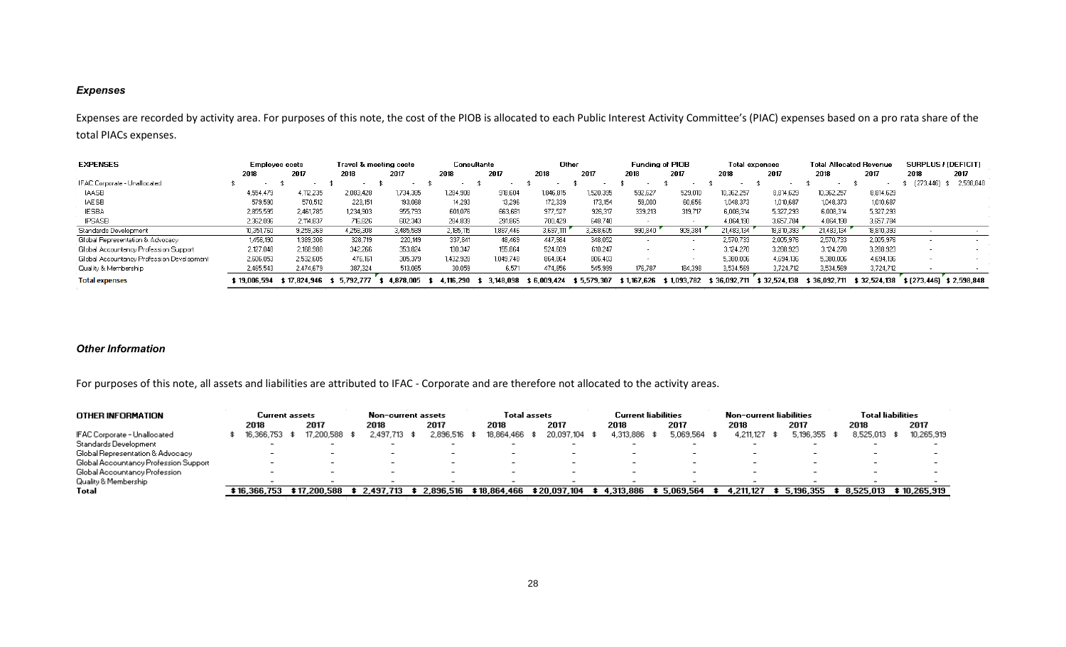### *Expenses*

Expenses are recorded by activity area. For purposes of this note, the cost of the PIOB is allocated to each Public Interest Activity Committee's (PIAC) expenses based on a pro rata share of the total PIACs expenses.

| EXPENSES | Employee costs | | Travel & meeting costs | | Consultants | | Other | | Funding of PIOB | | Total expenses | | Total Allocated Revenue | | SURPLUS / (DEFICIT) | |
|---|---|---|---|---|---|---|---|---|---|---|---|---|---|---|---|---|
| | 2018 | 2017 | 2018 | 2017 | 2018 | 2017 | 2018 | 2017 | 2018 | 2017 | 2018 | 2017 | 2018 | 2017 | 2018 | 2017 |
| IFAC Corporate - Unallocated | $ - | $ - | $ - | $ - | $ - | $ - | $ - | $ - | $ - | $ - | $ - | $ - | $ - | $ - | $ (273,446) | $ 2,598,848 |
| IAASB | 4,554,479 | 4,112,235 | 2,083,428 | 1,734,395 | 1,284,908 | 918,604 | 1,846,815 | 1,520,395 | 592,627 | 529,010 | 10,362,257 | 8,814,629 | 10,362,257 | 8,814,629 | | |
| IAESB | 579,590 | 570,512 | 223,151 | 193,068 | 14,293 | 13,296 | 172,339 | 173,154 | 59,000 | 60,656 | 1,048,373 | 1,010,687 | 1,048,373 | 1,010,687 | | |
| IESBA | 2,855,595 | 2,461,785 | 1,234,903 | 955,793 | 601,076 | 663,681 | 977,527 | 925,317 | 339,213 | 319,717 | 6,008,314 | 5,327,293 | 6,008,314 | 5,327,293 | | |
| IPSASB | 2,362,096 | 2,114,837 | 716,826 | 602,343 | 284,839 | 291,865 | 700,429 | 648,740 | - | - | 4,064,190 | 3,657,784 | 4,064,190 | 3,657,784 | | |
| Standards Development | 10,351,760 | 9,259,369 | 4,258,308 | 3,485,599 | 2,185,116 | 1,887,446 | 3,697,111 | 3,268,605 | 990,840 | 909,384 | 21,483,134 | 18,810,393 | 21,483,134 | 18,810,393 | - | - |
| Global Representation & Advocacy | 1,456,180 | 1,389,306 | 328,719 | 220,149 | 337,841 | 48,469 | 447,984 | 348,052 | - | - | 2,570,733 | 2,005,976 | 2,570,733 | 2,005,976 | - | - |
| Global Accountancy Profession Support | 2,127,048 | 2,168,988 | 342,266 | 353,824 | 130,347 | 155,864 | 524,609 | 610,247 | - | - | 3,124,270 | 3,288,923 | 3,124,270 | 3,288,923 | - | - |
| Global Accountancy Profession Development | 2,606,053 | 2,532,605 | 476,161 | 305,379 | 1,432,928 | 1,049,748 | 864,864 | 806,403 | - | - | 5,380,006 | 4,694,135 | 5,380,006 | 4,694,135 | - | - |
| Quality & Membership | 2,465,543 | 2,474,679 | 387,324 | 513,055 | 30,059 | 6,571 | 474,856 | 545,999 | 176,787 | 184,398 | 3,534,569 | 3,724,712 | 3,534,569 | 3,724,712 | - | - |
| **Total expenses** | $ 19,006,594 | $ 17,824,946 | $ 5,792,777 | $ 4,878,005 | $ 4,116,290 | $ 3,148,098 | $ 6,009,424 | $ 5,579,307 | $ 1,167,626 | $ 1,093,782 | $ 36,092,711 | $ 32,524,138 | $ 36,092,711 | $ 32,524,138 | $ (273,446) | $ 2,598,848 |

### *Other Information*

For purposes of this note, all assets and liabilities are attributed to IFAC - Corporate and are therefore not allocated to the activity areas.

| OTHER INFORMATION | Current assets | | Non-current assets | | Total assets | | Current liabilities | | Non-current liabilities | | Total liabilities | |
|---|---|---|---|---|---|---|---|---|---|---|---|---|
| | 2018 | 2017 | 2018 | 2017 | 2018 | 2017 | 2018 | 2017 | 2018 | 2017 | 2018 | 2017 |
| IFAC Corporate - Unallocated | $ 16,366,753 | $ 17,200,588 | $ 2,497,713 | $ 2,896,516 | $ 18,864,466 | $ 20,097,104 | $ 4,313,886 | $ 5,069,564 | $ 4,211,127 | $ 5,196,355 | $ 8,525,013 | $ 10,265,919 |
| Standards Development | - | - | - | - | - | - | - | - | - | - | - | - |
| Global Representation & Advocacy | - | - | - | - | - | - | - | - | - | - | - | - |
| Global Accountancy Profession Support | - | - | - | - | - | - | - | - | - | - | - | - |
| Global Accountancy Profession | - | - | - | - | - | - | - | - | - | - | - | - |
| Quality & Membership | - | - | - | - | - | - | - | - | - | - | - | - |
| **Total** | $ 16,366,753 | $ 17,200,588 | $ 2,497,713 | $ 2,896,516 | $ 18,864,466 | $ 20,097,104 | $ 4,313,886 | $ 5,069,564 | $ 4,211,127 | $ 5,196,355 | $ 8,525,013 | $ 10,265,919 |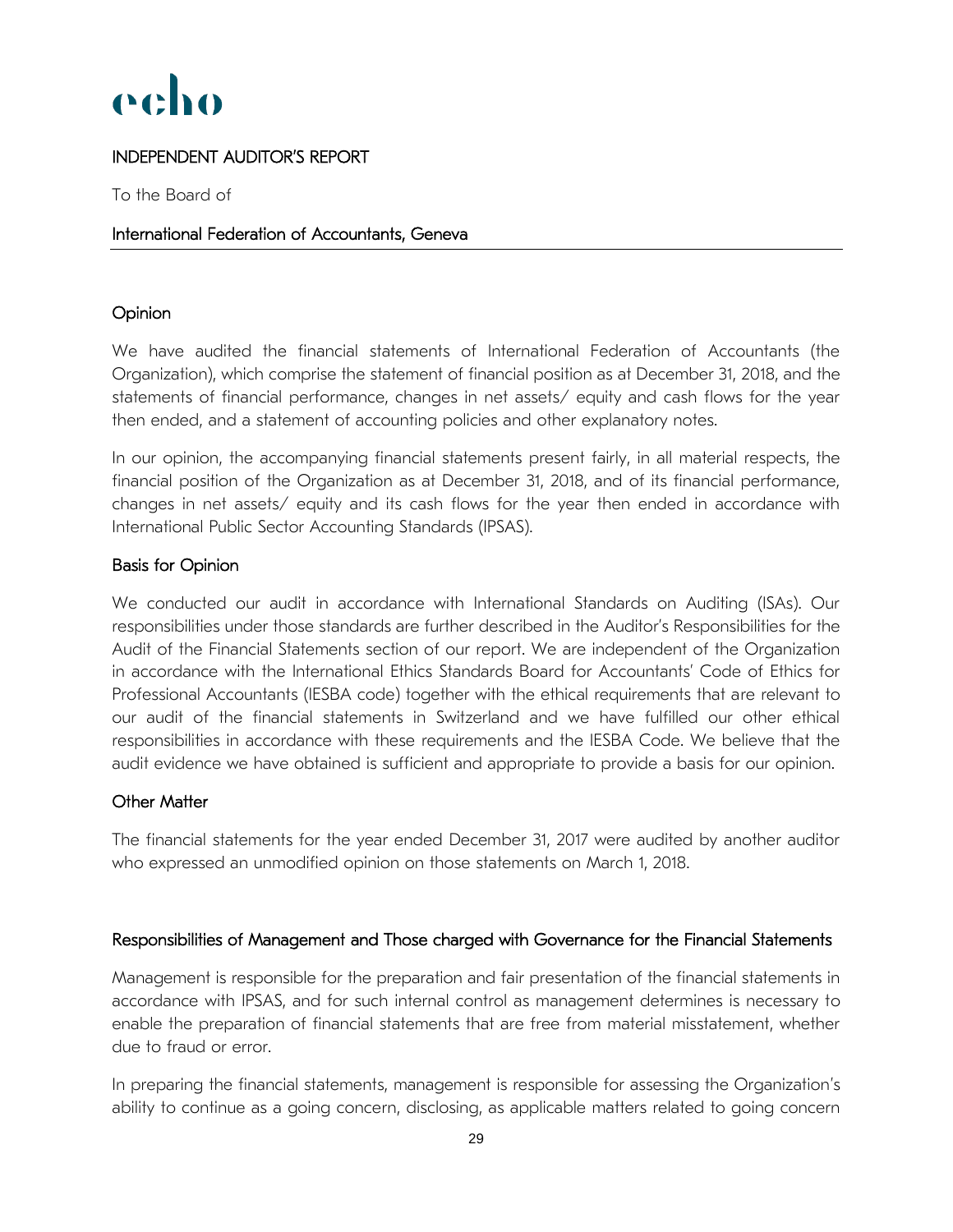echo

# INDEPENDENT AUDITOR'S REPORT

To the Board of

**International Federation of Accountants, Geneva**

## Opinion

We have audited the financial statements of International Federation of Accountants (the Organization), which comprise the statement of financial position as at December 31, 2018, and the statements of financial performance, changes in net assets/ equity and cash flows for the year then ended, and a statement of accounting policies and other explanatory notes.

In our opinion, the accompanying financial statements present fairly, in all material respects, the financial position of the Organization as at December 31, 2018, and of its financial performance, changes in net assets/ equity and its cash flows for the year then ended in accordance with International Public Sector Accounting Standards (IPSAS).

## Basis for Opinion

We conducted our audit in accordance with International Standards on Auditing (ISAs). Our responsibilities under those standards are further described in the Auditor's Responsibilities for the Audit of the Financial Statements section of our report. We are independent of the Organization in accordance with the International Ethics Standards Board for Accountants' Code of Ethics for Professional Accountants (IESBA code) together with the ethical requirements that are relevant to our audit of the financial statements in Switzerland and we have fulfilled our other ethical responsibilities in accordance with these requirements and the IESBA Code. We believe that the audit evidence we have obtained is sufficient and appropriate to provide a basis for our opinion.

## Other Matter

The financial statements for the year ended December 31, 2017 were audited by another auditor who expressed an unmodified opinion on those statements on March 1, 2018.

## Responsibilities of Management and Those charged with Governance for the Financial Statements

Management is responsible for the preparation and fair presentation of the financial statements in accordance with IPSAS, and for such internal control as management determines is necessary to enable the preparation of financial statements that are free from material misstatement, whether due to fraud or error.

In preparing the financial statements, management is responsible for assessing the Organization's ability to continue as a going concern, disclosing, as applicable matters related to going concern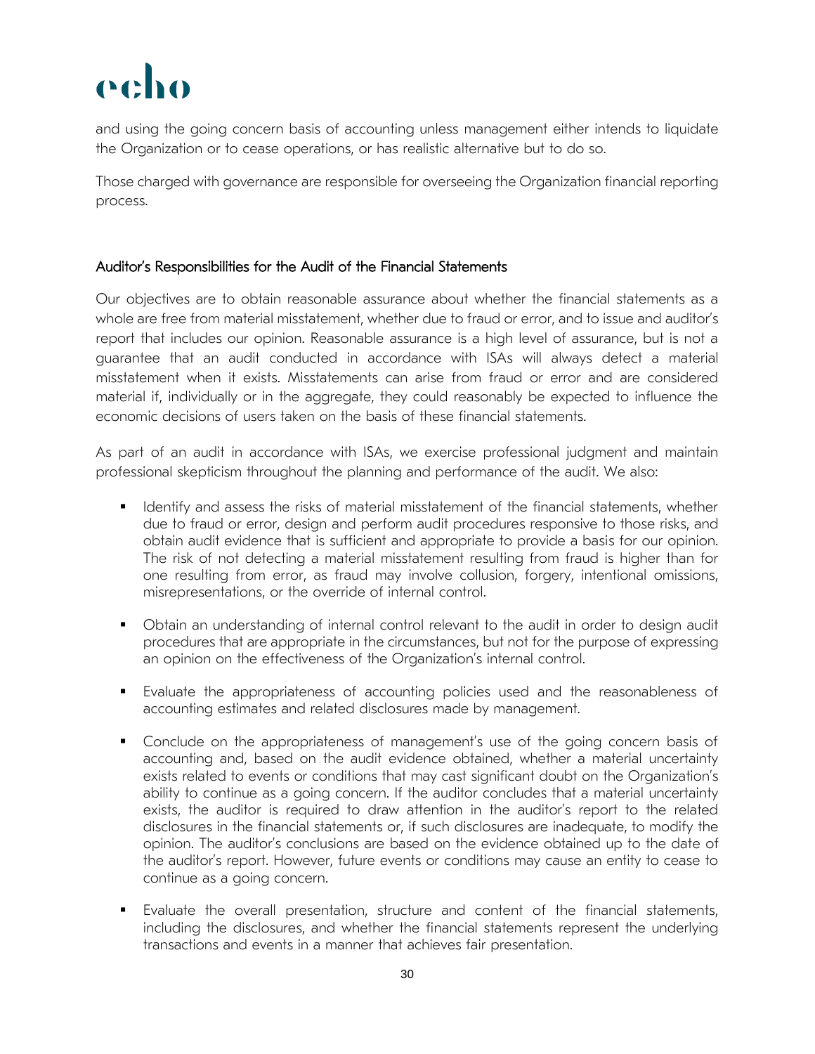and using the going concern basis of accounting unless management either intends to liquidate the Organization or to cease operations, or has realistic alternative but to do so.

Those charged with governance are responsible for overseeing the Organization financial reporting process.

### Auditor's Responsibilities for the Audit of the Financial Statements

Our objectives are to obtain reasonable assurance about whether the financial statements as a whole are free from material misstatement, whether due to fraud or error, and to issue and auditor's report that includes our opinion. Reasonable assurance is a high level of assurance, but is not a guarantee that an audit conducted in accordance with ISAs will always detect a material misstatement when it exists. Misstatements can arise from fraud or error and are considered material if, individually or in the aggregate, they could reasonably be expected to influence the economic decisions of users taken on the basis of these financial statements.

As part of an audit in accordance with ISAs, we exercise professional judgment and maintain professional skepticism throughout the planning and performance of the audit. We also:

- Identify and assess the risks of material misstatement of the financial statements, whether due to fraud or error, design and perform audit procedures responsive to those risks, and obtain audit evidence that is sufficient and appropriate to provide a basis for our opinion. The risk of not detecting a material misstatement resulting from fraud is higher than for one resulting from error, as fraud may involve collusion, forgery, intentional omissions, misrepresentations, or the override of internal control.

- Obtain an understanding of internal control relevant to the audit in order to design audit procedures that are appropriate in the circumstances, but not for the purpose of expressing an opinion on the effectiveness of the Organization's internal control.

- Evaluate the appropriateness of accounting policies used and the reasonableness of accounting estimates and related disclosures made by management.

- Conclude on the appropriateness of management's use of the going concern basis of accounting and, based on the audit evidence obtained, whether a material uncertainty exists related to events or conditions that may cast significant doubt on the Organization's ability to continue as a going concern. If the auditor concludes that a material uncertainty exists, the auditor is required to draw attention in the auditor's report to the related disclosures in the financial statements or, if such disclosures are inadequate, to modify the opinion. The auditor's conclusions are based on the evidence obtained up to the date of the auditor's report. However, future events or conditions may cause an entity to cease to continue as a going concern.

- Evaluate the overall presentation, structure and content of the financial statements, including the disclosures, and whether the financial statements represent the underlying transactions and events in a manner that achieves fair presentation.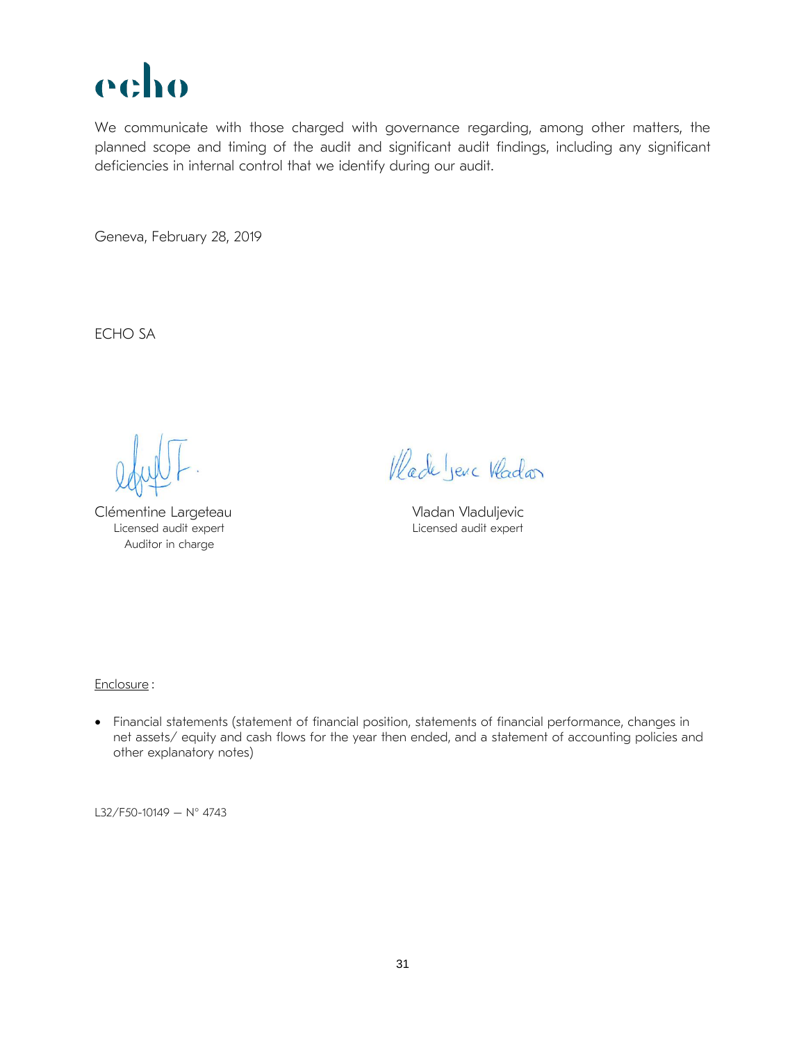echo

We communicate with those charged with governance regarding, among other matters, the planned scope and timing of the audit and significant audit findings, including any significant deficiencies in internal control that we identify during our audit.

Geneva, February 28, 2019

ECHO SA

| Clémentine Largeteau | Vladan Vladuljevic |
|---|---|
| Licensed audit expert | Licensed audit expert |
| Auditor in charge | |

Enclosure :

- Financial statements (statement of financial position, statements of financial performance, changes in net assets/ equity and cash flows for the year then ended, and a statement of accounting policies and other explanatory notes)

L32/F50-10149 – N° 4743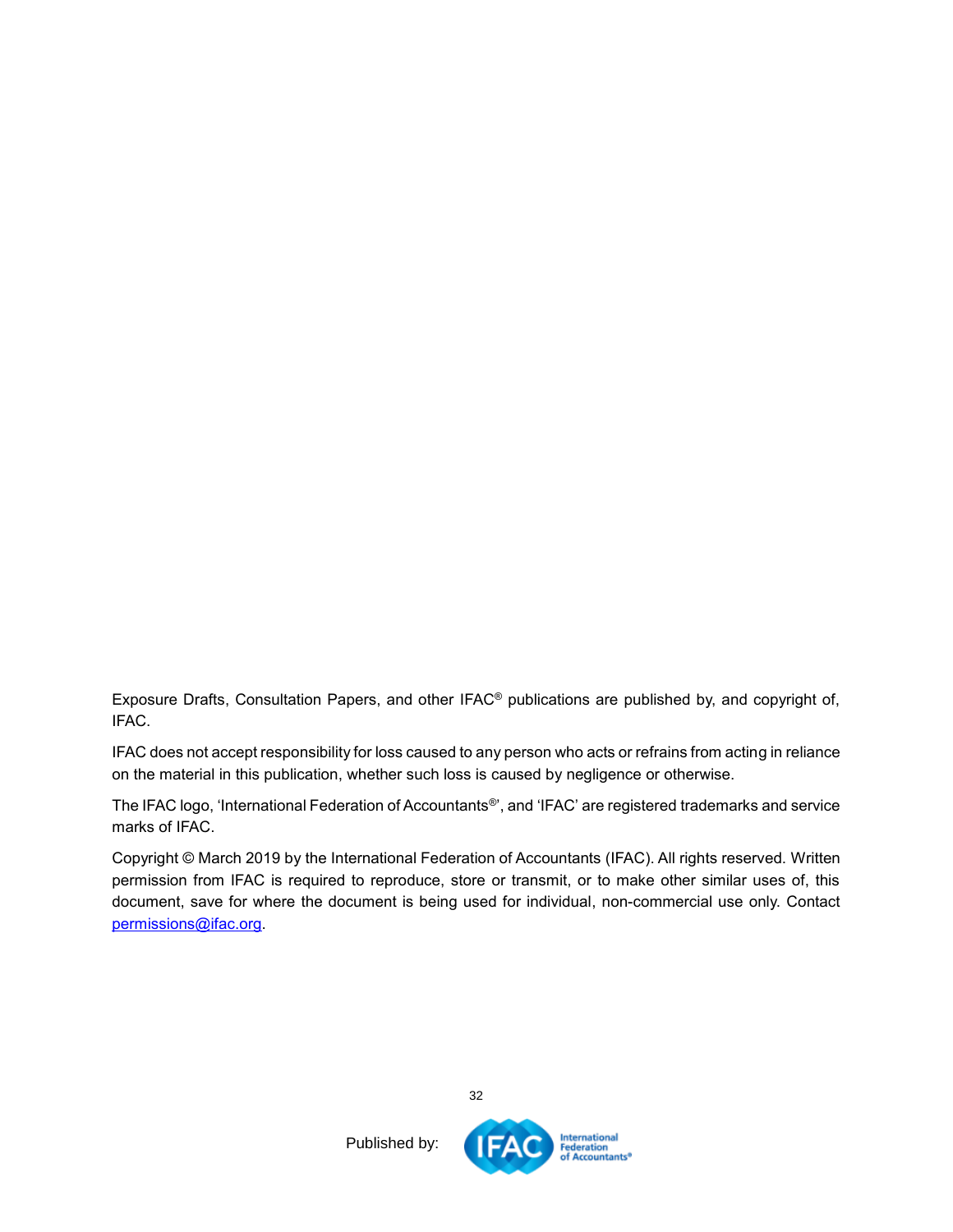Exposure Drafts, Consultation Papers, and other IFAC® publications are published by, and copyright of, IFAC.

IFAC does not accept responsibility for loss caused to any person who acts or refrains from acting in reliance on the material in this publication, whether such loss is caused by negligence or otherwise.

The IFAC logo, 'International Federation of Accountants®', and 'IFAC' are registered trademarks and service marks of IFAC.

Copyright © March 2019 by the International Federation of Accountants (IFAC). All rights reserved. Written permission from IFAC is required to reproduce, store or transmit, or to make other similar uses of, this document, save for where the document is being used for individual, non-commercial use only. Contact [permissions@ifac.org](mailto:permissions@ifac.org).

Published by: IFAC International Federation of Accountants®